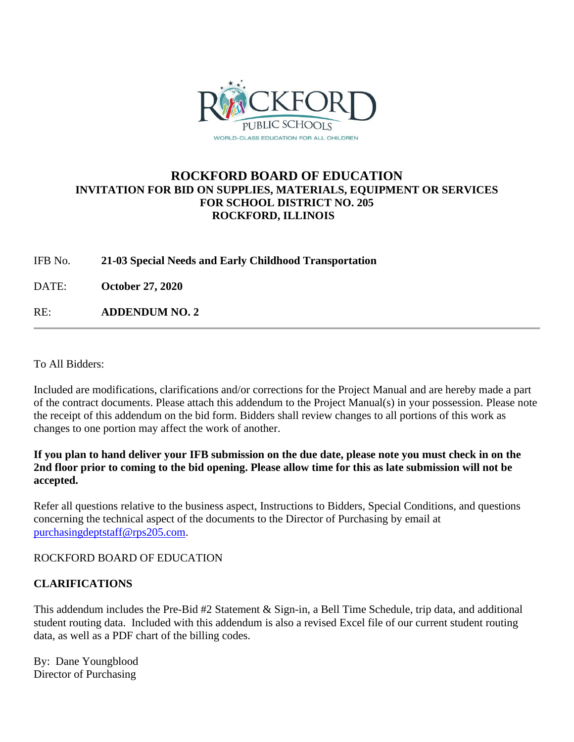# ROCKFORD BOARD OF EDUCATION

## INVITATION FOR BID ON SUPPLIES, MATERIALS, EQUIPMENT OR SERVICES FOR SCHOOL DISTRICT NO. 205 ROCKFORD, ILLINOIS

IFB No. **21-03 Special Needs and Early Childhood Transportation**

DATE: **October 27, 2020**

RE: **ADDENDUM NO. 2**

---

To All Bidders:

Included are modifications, clarifications and/or corrections for the Project Manual and are hereby made a part of the contract documents. Please attach this addendum to the Project Manual(s) in your possession. Please note the receipt of this addendum on the bid form. Bidders shall review changes to all portions of this work as changes to one portion may affect the work of another.

**If you plan to hand deliver your IFB submission on the due date, please note you must check in on the 2nd floor prior to coming to the bid opening. Please allow time for this as late submission will not be accepted.**

Refer all questions relative to the business aspect, Instructions to Bidders, Special Conditions, and questions concerning the technical aspect of the documents to the Director of Purchasing by email at purchasingdeptstaff@rps205.com.

ROCKFORD BOARD OF EDUCATION

**CLARIFICATIONS**

This addendum includes the Pre-Bid #2 Statement & Sign-in, a Bell Time Schedule, trip data, and additional student routing data. Included with this addendum is also a revised Excel file of our current student routing data, as well as a PDF chart of the billing codes.

By: Dane Youngblood
Director of Purchasing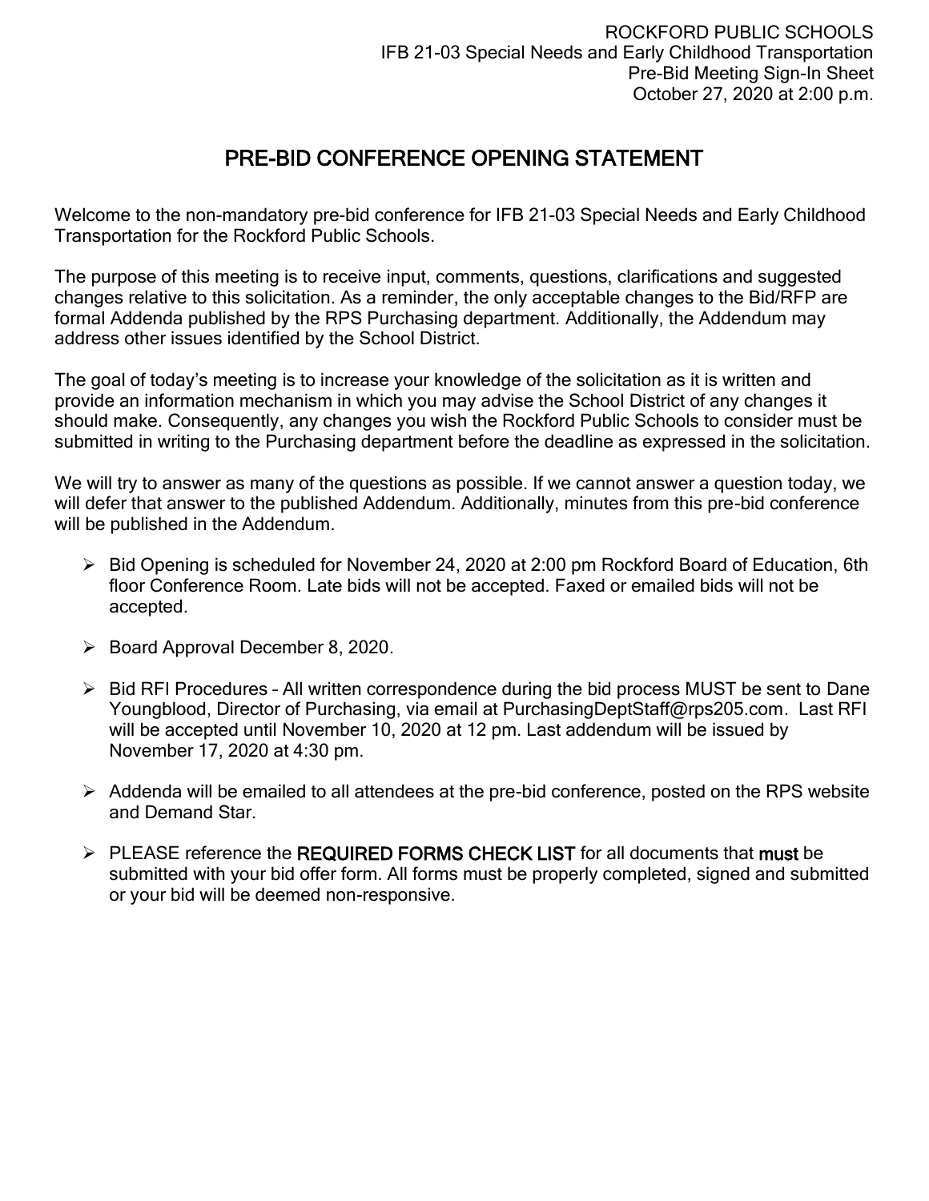ROCKFORD PUBLIC SCHOOLS
IFB 21-03 Special Needs and Early Childhood Transportation
Pre-Bid Meeting Sign-In Sheet
October 27, 2020 at 2:00 p.m.

# PRE-BID CONFERENCE OPENING STATEMENT

Welcome to the non-mandatory pre-bid conference for IFB 21-03 Special Needs and Early Childhood Transportation for the Rockford Public Schools.

The purpose of this meeting is to receive input, comments, questions, clarifications and suggested changes relative to this solicitation. As a reminder, the only acceptable changes to the Bid/RFP are formal Addenda published by the RPS Purchasing department. Additionally, the Addendum may address other issues identified by the School District.

The goal of today's meeting is to increase your knowledge of the solicitation as it is written and provide an information mechanism in which you may advise the School District of any changes it should make. Consequently, any changes you wish the Rockford Public Schools to consider must be submitted in writing to the Purchasing department before the deadline as expressed in the solicitation.

We will try to answer as many of the questions as possible. If we cannot answer a question today, we will defer that answer to the published Addendum. Additionally, minutes from this pre-bid conference will be published in the Addendum.

- Bid Opening is scheduled for November 24, 2020 at 2:00 pm Rockford Board of Education, 6th floor Conference Room. Late bids will not be accepted. Faxed or emailed bids will not be accepted.
- Board Approval December 8, 2020.
- Bid RFI Procedures – All written correspondence during the bid process MUST be sent to Dane Youngblood, Director of Purchasing, via email at PurchasingDeptStaff@rps205.com. Last RFI will be accepted until November 10, 2020 at 12 pm. Last addendum will be issued by November 17, 2020 at 4:30 pm.
- Addenda will be emailed to all attendees at the pre-bid conference, posted on the RPS website and Demand Star.
- PLEASE reference the **REQUIRED FORMS CHECK LIST** for all documents that **must** be submitted with your bid offer form. All forms must be properly completed, signed and submitted or your bid will be deemed non-responsive.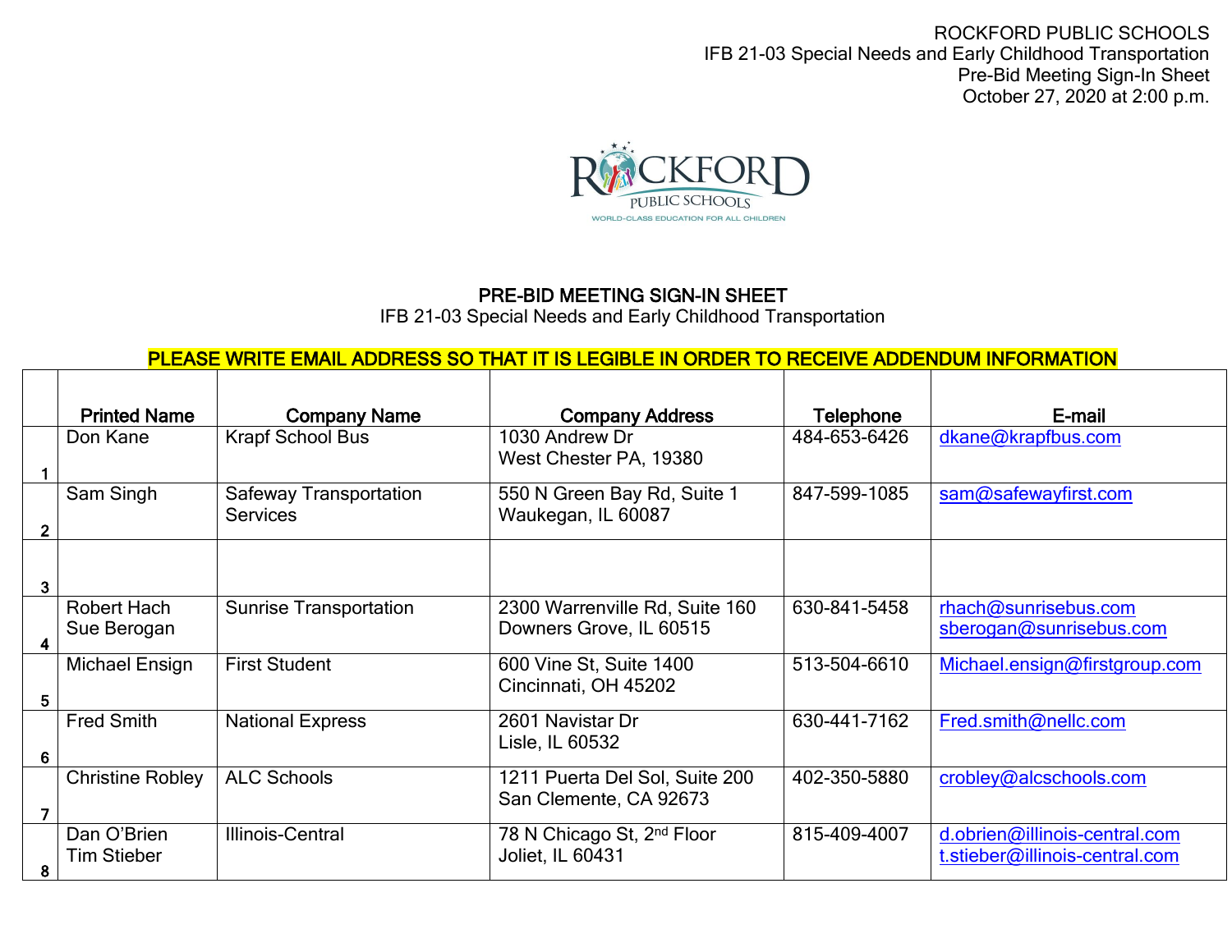ROCKFORD PUBLIC SCHOOLS
IFB 21-03 Special Needs and Early Childhood Transportation
Pre-Bid Meeting Sign-In Sheet
October 27, 2020 at 2:00 p.m.

## PRE-BID MEETING SIGN-IN SHEET

IFB 21-03 Special Needs and Early Childhood Transportation

**PLEASE WRITE EMAIL ADDRESS SO THAT IT IS LEGIBLE IN ORDER TO RECEIVE ADDENDUM INFORMATION**

| | Printed Name | Company Name | Company Address | Telephone | E-mail |
|---|---|---|---|---|---|
| 1 | Don Kane | Krapf School Bus | 1030 Andrew Dr<br>West Chester PA, 19380 | 484-653-6426 | dkane@krapfbus.com |
| 2 | Sam Singh | Safeway Transportation Services | 550 N Green Bay Rd, Suite 1<br>Waukegan, IL 60087 | 847-599-1085 | sam@safewayfirst.com |
| 3 | | | | | |
| 4 | Robert Hach<br>Sue Berogan | Sunrise Transportation | 2300 Warrenville Rd, Suite 160<br>Downers Grove, IL 60515 | 630-841-5458 | rhach@sunrisebus.com<br>sberogan@sunrisebus.com |
| 5 | Michael Ensign | First Student | 600 Vine St, Suite 1400<br>Cincinnati, OH 45202 | 513-504-6610 | Michael.ensign@firstgroup.com |
| 6 | Fred Smith | National Express | 2601 Navistar Dr<br>Lisle, IL 60532 | 630-441-7162 | Fred.smith@nellc.com |
| 7 | Christine Robley | ALC Schools | 1211 Puerta Del Sol, Suite 200<br>San Clemente, CA 92673 | 402-350-5880 | crobley@alcschools.com |
| 8 | Dan O'Brien<br>Tim Stieber | Illinois-Central | 78 N Chicago St, 2nd Floor<br>Joliet, IL 60431 | 815-409-4007 | d.obrien@illinois-central.com<br>t.stieber@illinois-central.com |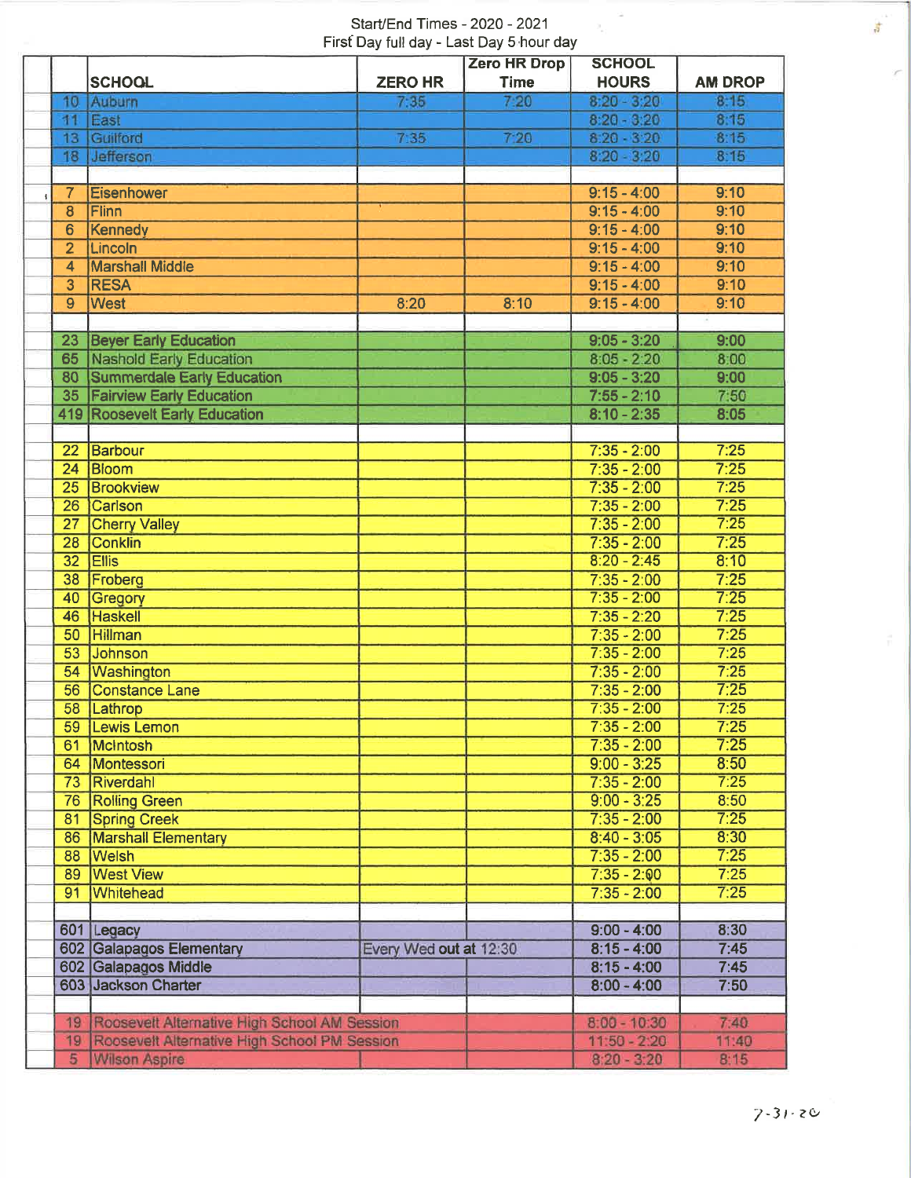Start/End Times - 2020 - 2021
First Day full day - Last Day 5 hour day

| | SCHOOL | ZERO HR | Zero HR Drop Time | SCHOOL HOURS | AM DROP |
|---|---|---|---|---|---|
| 10 | Auburn | 7:35 | 7:20 | 8:20 - 3:20 | 8:15 |
| 11 | East | | | 8:20 - 3:20 | 8:15 |
| 13 | Guilford | 7:35 | 7:20 | 8:20 - 3:20 | 8:15 |
| 18 | Jefferson | | | 8:20 - 3:20 | 8:15 |
| | | | | | |
| 7 | Eisenhower | | | 9:15 - 4:00 | 9:10 |
| 8 | Flinn | | | 9:15 - 4:00 | 9:10 |
| 6 | Kennedy | | | 9:15 - 4:00 | 9:10 |
| 2 | Lincoln | | | 9:15 - 4:00 | 9:10 |
| 4 | Marshall Middle | | | 9:15 - 4:00 | 9:10 |
| 3 | RESA | | | 9:15 - 4:00 | 9:10 |
| 9 | West | 8:20 | 8:10 | 9:15 - 4:00 | 9:10 |
| | | | | | |
| 23 | Beyer Early Education | | | 9:05 - 3:20 | 9:00 |
| 65 | Nashold Early Education | | | 8:05 - 2:20 | 8:00 |
| 80 | Summerdale Early Education | | | 9:05 - 3:20 | 9:00 |
| 35 | Fairview Early Education | | | 7:55 - 2:10 | 7:50 |
| 419 | Roosevelt Early Education | | | 8:10 - 2:35 | 8:05 |
| | | | | | |
| 22 | Barbour | | | 7:35 - 2:00 | 7:25 |
| 24 | Bloom | | | 7:35 - 2:00 | 7:25 |
| 25 | Brookview | | | 7:35 - 2:00 | 7:25 |
| 26 | Carlson | | | 7:35 - 2:00 | 7:25 |
| 27 | Cherry Valley | | | 7:35 - 2:00 | 7:25 |
| 28 | Conklin | | | 7:35 - 2:00 | 7:25 |
| 32 | Ellis | | | 8:20 - 2:45 | 8:10 |
| 38 | Froberg | | | 7:35 - 2:00 | 7:25 |
| 40 | Gregory | | | 7:35 - 2:00 | 7:25 |
| 46 | Haskell | | | 7:35 - 2:20 | 7:25 |
| 50 | Hillman | | | 7:35 - 2:00 | 7:25 |
| 53 | Johnson | | | 7:35 - 2:00 | 7:25 |
| 54 | Washington | | | 7:35 - 2:00 | 7:25 |
| 56 | Constance Lane | | | 7:35 - 2:00 | 7:25 |
| 58 | Lathrop | | | 7:35 - 2:00 | 7:25 |
| 59 | Lewis Lemon | | | 7:35 - 2:00 | 7:25 |
| 61 | McIntosh | | | 7:35 - 2:00 | 7:25 |
| 64 | Montessori | | | 9:00 - 3:25 | 8:50 |
| 73 | Riverdahl | | | 7:35 - 2:00 | 7:25 |
| 76 | Rolling Green | | | 9:00 - 3:25 | 8:50 |
| 81 | Spring Creek | | | 7:35 - 2:00 | 7:25 |
| 86 | Marshall Elementary | | | 8:40 - 3:05 | 8:30 |
| 88 | Welsh | | | 7:35 - 2:00 | 7:25 |
| 89 | West View | | | 7:35 - 2:00 | 7:25 |
| 91 | Whitehead | | | 7:35 - 2:00 | 7:25 |
| | | | | | |
| 601 | Legacy | | | 9:00 - 4:00 | 8:30 |
| 602 | Galapagos Elementary | Every Wed out at 12:30 | | 8:15 - 4:00 | 7:45 |
| 602 | Galapagos Middle | | | 8:15 - 4:00 | 7:45 |
| 603 | Jackson Charter | | | 8:00 - 4:00 | 7:50 |
| | | | | | |
| 19 | Roosevelt Alternative High School AM Session | | | 8:00 - 10:30 | 7:40 |
| 19 | Roosevelt Alternative High School PM Session | | | 11:50 - 2:20 | 11:40 |
| 5 | Wilson Aspire | | | 8:20 - 3:20 | 8:15 |

7-31-20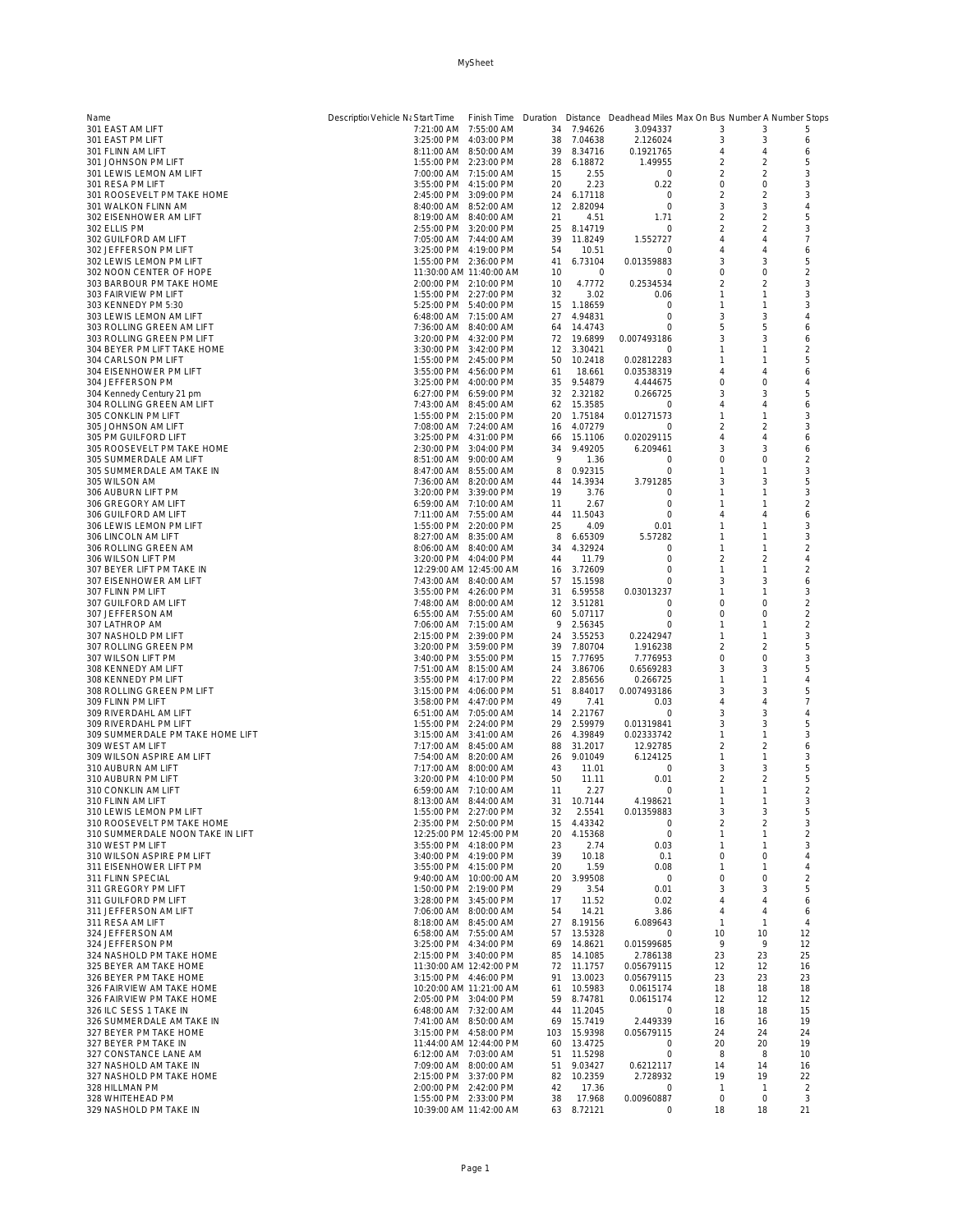| Name | Description | Vehicle Name | Start Time | Finish Time | Duration | Distance | Deadhead Miles | Max On Bus | Number A | Number Stops |
|---|---|---|---|---|---|---|---|---|---|---|
| 301 EAST AM LIFT | | | 7:21:00 AM | 7:55:00 AM | 34 | 7.94626 | 3.094337 | 3 | 3 | 5 |
| 301 EAST PM LIFT | | | 3:25:00 PM | 4:03:00 PM | 38 | 7.04638 | 2.126024 | 3 | 3 | 6 |
| 301 FLINN AM LIFT | | | 8:11:00 AM | 8:50:00 AM | 39 | 8.34716 | 0.1921765 | 4 | 4 | 6 |
| 301 JOHNSON PM LIFT | | | 1:55:00 PM | 2:23:00 PM | 28 | 6.18872 | 1.49955 | 2 | 2 | 5 |
| 301 LEWIS LEMON AM LIFT | | | 7:00:00 AM | 7:15:00 AM | 15 | 2.55 | 0 | 2 | 2 | 3 |
| 301 RESA PM LIFT | | | 3:55:00 PM | 4:15:00 PM | 20 | 2.23 | 0.22 | 0 | 0 | 3 |
| 301 ROOSEVELT PM TAKE HOME | | | 2:45:00 PM | 3:09:00 PM | 24 | 6.17118 | 0 | 2 | 2 | 3 |
| 301 WALKON FLINN AM | | | 8:40:00 AM | 8:52:00 AM | 12 | 2.82094 | 0 | 3 | 3 | 4 |
| 302 EISENHOWER AM LIFT | | | 8:19:00 AM | 8:40:00 AM | 21 | 4.51 | 1.71 | 2 | 2 | 5 |
| 302 ELLIS PM | | | 2:55:00 PM | 3:20:00 PM | 25 | 8.14719 | 0 | 2 | 2 | 3 |
| 302 GUILFORD AM LIFT | | | 7:05:00 AM | 7:44:00 AM | 39 | 11.8249 | 1.552727 | 4 | 4 | 7 |
| 302 JEFFERSON PM LIFT | | | 3:25:00 PM | 4:19:00 PM | 54 | 10.51 | 0 | 4 | 4 | 6 |
| 302 LEWIS LEMON PM LIFT | | | 1:55:00 PM | 2:36:00 PM | 41 | 6.73104 | 0.01359883 | 3 | 3 | 5 |
| 302 NOON CENTER OF HOPE | | | 11:30:00 AM | 11:40:00 AM | 10 | 0 | 0 | 0 | 0 | 2 |
| 303 BARBOUR PM TAKE HOME | | | 2:00:00 PM | 2:10:00 PM | 10 | 4.7772 | 0.2534534 | 2 | 2 | 3 |
| 303 FAIRVIEW PM LIFT | | | 1:55:00 PM | 2:27:00 PM | 32 | 3.02 | 0.06 | 1 | 1 | 3 |
| 303 KENNEDY PM 5:30 | | | 5:25:00 PM | 5:40:00 PM | 15 | 1.18659 | 0 | 1 | 1 | 3 |
| 303 LEWIS LEMON AM LIFT | | | 6:48:00 AM | 7:15:00 AM | 27 | 4.94831 | 0 | 3 | 3 | 4 |
| 303 ROLLING GREEN AM LIFT | | | 7:36:00 AM | 8:40:00 AM | 64 | 14.4743 | 0 | 5 | 5 | 6 |
| 303 ROLLING GREEN PM LIFT | | | 3:20:00 PM | 4:32:00 PM | 72 | 19.6899 | 0.007493186 | 3 | 3 | 6 |
| 304 BEYER PM LIFT TAKE HOME | | | 3:30:00 PM | 3:42:00 PM | 12 | 3.30421 | 0 | 1 | 1 | 2 |
| 304 CARLSON PM LIFT | | | 1:55:00 PM | 2:45:00 PM | 50 | 10.2418 | 0.02812283 | 1 | 1 | 5 |
| 304 EISENHOWER PM LIFT | | | 3:55:00 PM | 4:56:00 PM | 61 | 18.661 | 0.03538319 | 4 | 4 | 6 |
| 304 JEFFERSON PM | | | 3:25:00 PM | 4:00:00 PM | 35 | 9.54879 | 4.444675 | 0 | 0 | 4 |
| 304 Kennedy Century 21 pm | | | 6:27:00 PM | 6:59:00 PM | 32 | 2.32182 | 0.266725 | 3 | 3 | 5 |
| 304 ROLLING GREEN AM LIFT | | | 7:43:00 AM | 8:45:00 AM | 62 | 15.3585 | 0 | 4 | 4 | 6 |
| 305 CONKLIN PM LIFT | | | 1:55:00 PM | 2:15:00 PM | 20 | 1.75184 | 0.01271573 | 1 | 1 | 3 |
| 305 JOHNSON AM LIFT | | | 7:08:00 AM | 7:24:00 AM | 16 | 4.07279 | 0 | 2 | 2 | 3 |
| 305 PM GUILFORD LIFT | | | 3:25:00 PM | 4:31:00 PM | 66 | 15.1106 | 0.02029115 | 4 | 4 | 6 |
| 305 ROOSEVELT PM TAKE HOME | | | 2:30:00 PM | 3:04:00 PM | 34 | 9.49205 | 6.209461 | 3 | 3 | 6 |
| 305 SUMMERDALE AM LIFT | | | 8:51:00 AM | 9:00:00 AM | 9 | 1.36 | 0 | 0 | 0 | 2 |
| 305 SUMMERDALE AM TAKE IN | | | 8:47:00 AM | 8:55:00 AM | 8 | 0.92315 | 0 | 1 | 1 | 3 |
| 305 WILSON AM | | | 7:36:00 AM | 8:20:00 AM | 44 | 14.3934 | 3.791285 | 3 | 3 | 5 |
| 306 AUBURN LIFT PM | | | 3:20:00 PM | 3:39:00 PM | 19 | 3.76 | 0 | 1 | 1 | 3 |
| 306 GREGORY AM LIFT | | | 6:59:00 AM | 7:10:00 AM | 11 | 2.67 | 0 | 1 | 1 | 2 |
| 306 GUILFORD AM LIFT | | | 7:11:00 AM | 7:55:00 AM | 44 | 11.5043 | 0 | 4 | 4 | 6 |
| 306 LEWIS LEMON PM LIFT | | | 1:55:00 PM | 2:20:00 PM | 25 | 4.09 | 0.01 | 1 | 1 | 3 |
| 306 LINCOLN AM LIFT | | | 8:27:00 AM | 8:35:00 AM | 8 | 6.65309 | 5.57282 | 1 | 1 | 3 |
| 306 ROLLING GREEN AM | | | 8:06:00 AM | 8:40:00 AM | 34 | 4.32924 | 0 | 1 | 1 | 2 |
| 306 WILSON LIFT PM | | | 3:20:00 PM | 4:04:00 PM | 44 | 11.79 | 0 | 2 | 2 | 4 |
| 307 BEYER LIFT PM TAKE IN | | | 12:29:00 AM | 12:45:00 AM | 16 | 3.72609 | 0 | 1 | 1 | 2 |
| 307 EISENHOWER AM LIFT | | | 7:43:00 AM | 8:40:00 AM | 57 | 15.1598 | 0 | 3 | 3 | 6 |
| 307 FLINN PM LIFT | | | 3:55:00 PM | 4:26:00 PM | 31 | 6.59558 | 0.03013237 | 1 | 1 | 3 |
| 307 GUILFORD AM LIFT | | | 7:48:00 AM | 8:00:00 AM | 12 | 3.51281 | 0 | 0 | 0 | 2 |
| 307 JEFFERSON AM | | | 6:55:00 AM | 7:55:00 AM | 60 | 5.07117 | 0 | 0 | 0 | 2 |
| 307 LATHROP AM | | | 7:06:00 AM | 7:15:00 AM | 9 | 2.56345 | 0 | 1 | 1 | 2 |
| 307 NASHOLD PM LIFT | | | 2:15:00 PM | 2:39:00 PM | 24 | 3.55253 | 0.2242947 | 1 | 1 | 3 |
| 307 ROLLING GREEN PM | | | 3:20:00 PM | 3:59:00 PM | 39 | 7.80704 | 1.916238 | 2 | 2 | 5 |
| 307 WILSON LIFT PM | | | 3:40:00 PM | 3:55:00 PM | 15 | 7.77695 | 7.776953 | 0 | 0 | 3 |
| 308 KENNEDY AM LIFT | | | 7:51:00 AM | 8:15:00 AM | 24 | 3.86706 | 0.6569283 | 3 | 3 | 5 |
| 308 KENNEDY PM LIFT | | | 3:55:00 PM | 4:17:00 PM | 22 | 2.85656 | 0.266725 | 1 | 1 | 4 |
| 308 ROLLING GREEN PM LIFT | | | 3:15:00 PM | 4:06:00 PM | 51 | 8.84017 | 0.007493186 | 3 | 3 | 5 |
| 309 FLINN PM LIFT | | | 3:58:00 PM | 4:47:00 PM | 49 | 7.41 | 0.03 | 4 | 4 | 7 |
| 309 RIVERDAHL AM LIFT | | | 6:51:00 AM | 7:05:00 AM | 14 | 2.21767 | 0 | 3 | 3 | 4 |
| 309 RIVERDAHL PM LIFT | | | 1:55:00 PM | 2:24:00 PM | 29 | 2.59979 | 0.01319841 | 3 | 3 | 5 |
| 309 SUMMERDALE PM TAKE HOME LIFT | | | 3:15:00 PM | 3:41:00 AM | 26 | 4.39849 | 0.02333742 | 1 | 1 | 3 |
| 309 WEST AM LIFT | | | 7:17:00 AM | 8:45:00 AM | 88 | 31.2017 | 12.92785 | 2 | 2 | 6 |
| 309 WILSON ASPIRE AM LIFT | | | 7:54:00 AM | 8:20:00 AM | 26 | 9.01049 | 6.124125 | 1 | 1 | 3 |
| 310 AUBURN AM LIFT | | | 7:17:00 AM | 8:00:00 AM | 43 | 11.01 | 0 | 3 | 3 | 5 |
| 310 AUBURN PM LIFT | | | 3:20:00 PM | 4:10:00 PM | 50 | 11.11 | 0.01 | 2 | 2 | 5 |
| 310 CONKLIN AM LIFT | | | 6:59:00 AM | 7:10:00 AM | 11 | 2.27 | 0 | 1 | 1 | 2 |
| 310 FLINN AM LIFT | | | 8:13:00 AM | 8:44:00 AM | 31 | 10.7144 | 4.198621 | 1 | 1 | 3 |
| 310 LEWIS LEMON PM LIFT | | | 1:55:00 PM | 2:27:00 PM | 32 | 2.5541 | 0.01359883 | 3 | 3 | 5 |
| 310 ROOSEVELT PM TAKE HOME | | | 2:35:00 PM | 2:50:00 PM | 15 | 4.43342 | 0 | 2 | 2 | 3 |
| 310 SUMMERDALE NOON TAKE IN LIFT | | | 12:25:00 PM | 12:45:00 PM | 20 | 4.15368 | 0 | 1 | 1 | 2 |
| 310 WEST PM LIFT | | | 3:55:00 PM | 4:18:00 PM | 23 | 2.74 | 0.03 | 1 | 1 | 3 |
| 310 WILSON ASPIRE PM LIFT | | | 3:40:00 PM | 4:19:00 PM | 39 | 10.18 | 0.1 | 0 | 0 | 4 |
| 311 EISENHOWER LIFT PM | | | 3:55:00 PM | 4:15:00 PM | 20 | 1.59 | 0.08 | 1 | 1 | 4 |
| 311 FLINN SPECIAL | | | 9:40:00 AM | 10:00:00 AM | 20 | 3.99508 | 0 | 0 | 0 | 2 |
| 311 GREGORY PM LIFT | | | 1:50:00 PM | 2:19:00 PM | 29 | 3.54 | 0.01 | 3 | 3 | 5 |
| 311 GUILFORD PM LIFT | | | 3:28:00 PM | 3:45:00 PM | 17 | 11.52 | 0.02 | 4 | 4 | 6 |
| 311 JEFFERSON AM LIFT | | | 7:06:00 AM | 8:00:00 AM | 54 | 14.21 | 3.86 | 4 | 4 | 6 |
| 311 RESA AM LIFT | | | 8:18:00 AM | 8:45:00 AM | 27 | 8.19156 | 6.089643 | 1 | 1 | 4 |
| 324 JEFFERSON AM | | | 6:58:00 AM | 7:55:00 AM | 57 | 13.5328 | 0 | 10 | 10 | 12 |
| 324 JEFFERSON PM | | | 3:25:00 PM | 4:34:00 PM | 69 | 14.8621 | 0.01599685 | 9 | 9 | 12 |
| 324 NASHOLD PM TAKE HOME | | | 2:15:00 PM | 3:40:00 PM | 85 | 14.1085 | 2.786138 | 23 | 23 | 25 |
| 325 BEYER AM TAKE HOME | | | 11:30:00 AM | 12:42:00 PM | 72 | 11.1757 | 0.05679115 | 12 | 12 | 16 |
| 326 BEYER PM TAKE HOME | | | 3:15:00 PM | 4:46:00 PM | 91 | 13.0023 | 0.05679115 | 23 | 23 | 23 |
| 326 FAIRVIEW AM TAKE HOME | | | 10:20:00 AM | 11:21:00 AM | 61 | 10.5983 | 0.0615174 | 18 | 18 | 18 |
| 326 FAIRVIEW PM TAKE HOME | | | 2:05:00 PM | 3:04:00 PM | 59 | 8.74781 | 0.0615174 | 12 | 12 | 12 |
| 326 ILC SESS 1 TAKE IN | | | 6:48:00 AM | 7:32:00 AM | 44 | 11.2045 | 0 | 18 | 18 | 15 |
| 326 SUMMERDALE AM TAKE IN | | | 7:41:00 AM | 8:50:00 AM | 69 | 15.7419 | 2.449339 | 16 | 16 | 19 |
| 327 BEYER PM TAKE HOME | | | 3:15:00 PM | 4:58:00 PM | 103 | 15.9398 | 0.05679115 | 24 | 24 | 24 |
| 327 BEYER PM TAKE IN | | | 11:44:00 AM | 12:44:00 PM | 60 | 13.4725 | 0 | 20 | 20 | 19 |
| 327 CONSTANCE LANE AM | | | 6:12:00 AM | 7:03:00 AM | 51 | 11.5298 | 0 | 8 | 8 | 10 |
| 327 NASHOLD AM TAKE IN | | | 7:09:00 AM | 8:00:00 AM | 51 | 9.03427 | 0.6212117 | 14 | 14 | 16 |
| 327 NASHOLD PM TAKE HOME | | | 2:15:00 PM | 3:37:00 PM | 82 | 10.2359 | 2.728932 | 19 | 19 | 22 |
| 328 HILLMAN PM | | | 2:00:00 PM | 2:42:00 PM | 42 | 17.36 | 0 | 1 | 1 | 2 |
| 328 WHITEHEAD PM | | | 1:55:00 PM | 2:33:00 PM | 38 | 17.968 | 0.00960887 | 0 | 0 | 3 |
| 329 NASHOLD PM TAKE IN | | | 10:39:00 AM | 11:42:00 AM | 63 | 8.72121 | 0 | 18 | 18 | 21 |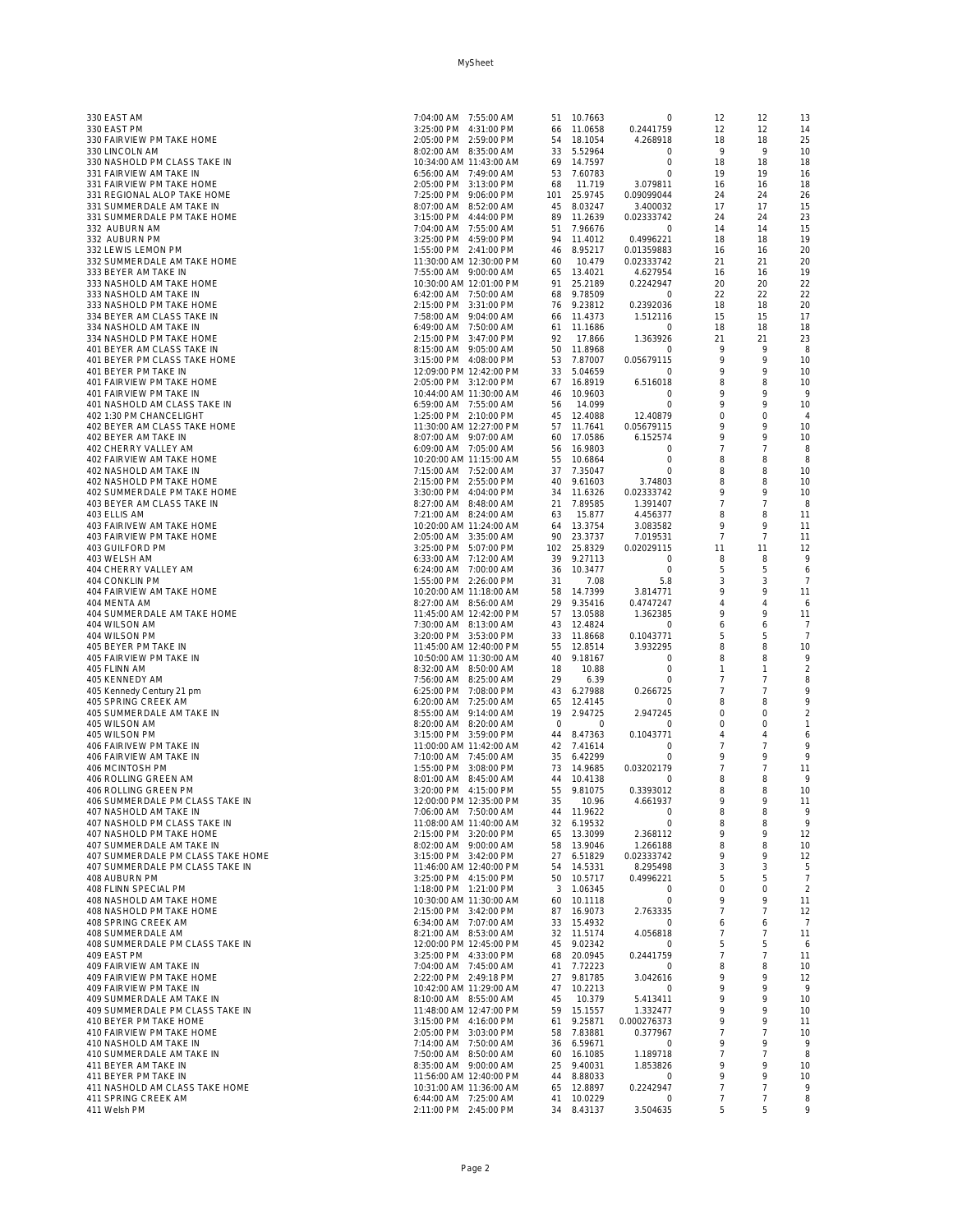| | | | | | | | | |
|---|---|---|---|---|---|---|---|---|
| 330 EAST AM | 7:04:00 AM | 7:55:00 AM | 51 | 10.7663 | 0 | 12 | 12 | 13 |
| 330 EAST PM | 3:25:00 PM | 4:31:00 PM | 66 | 11.0658 | 0.2441759 | 12 | 12 | 14 |
| 330 FAIRVIEW PM TAKE HOME | 2:05:00 PM | 2:59:00 PM | 54 | 18.1054 | 4.268918 | 18 | 18 | 25 |
| 330 LINCOLN AM | 8:02:00 AM | 8:35:00 AM | 33 | 5.52964 | 0 | 9 | 9 | 10 |
| 330 NASHOLD PM CLASS TAKE IN | 10:34:00 AM | 11:43:00 AM | 69 | 14.7597 | 0 | 18 | 18 | 18 |
| 331 FAIRVIEW AM TAKE IN | 6:56:00 AM | 7:49:00 AM | 53 | 7.60783 | 0 | 19 | 19 | 16 |
| 331 FAIRVIEW PM TAKE HOME | 2:05:00 PM | 3:13:00 PM | 68 | 11.719 | 3.079811 | 16 | 16 | 18 |
| 331 REGIONAL ALOP TAKE HOME | 7:25:00 PM | 9:06:00 PM | 101 | 25.9745 | 0.09099044 | 24 | 24 | 26 |
| 331 SUMMERDALE AM TAKE IN | 8:07:00 AM | 8:52:00 AM | 45 | 8.03247 | 3.400032 | 17 | 17 | 15 |
| 331 SUMMERDALE PM TAKE HOME | 3:15:00 PM | 4:44:00 PM | 89 | 11.2639 | 0.02333742 | 24 | 24 | 23 |
| 332 AUBURN AM | 7:04:00 AM | 7:55:00 AM | 51 | 7.96676 | 0 | 14 | 14 | 15 |
| 332 AUBURN PM | 3:25:00 PM | 4:59:00 PM | 94 | 11.4012 | 0.4996221 | 18 | 18 | 19 |
| 332 LEWIS LEMON PM | 1:55:00 PM | 2:41:00 PM | 46 | 8.95217 | 0.01359883 | 16 | 16 | 20 |
| 332 SUMMERDALE AM TAKE HOME | 11:30:00 AM | 12:30:00 PM | 60 | 10.479 | 0.02333742 | 21 | 21 | 20 |
| 333 BEYER AM TAKE IN | 7:55:00 AM | 9:00:00 AM | 65 | 13.4021 | 4.627954 | 16 | 16 | 19 |
| 333 NASHOLD AM TAKE HOME | 10:30:00 AM | 12:01:00 PM | 91 | 25.2189 | 0.2242947 | 20 | 20 | 22 |
| 333 NASHOLD AM TAKE IN | 6:42:00 AM | 7:50:00 AM | 68 | 9.78509 | 0 | 22 | 22 | 22 |
| 333 NASHOLD PM TAKE HOME | 2:15:00 PM | 3:31:00 PM | 76 | 9.23812 | 0.2392036 | 18 | 18 | 20 |
| 334 BEYER AM CLASS TAKE IN | 7:58:00 AM | 9:04:00 AM | 66 | 11.4373 | 1.512116 | 15 | 15 | 17 |
| 334 NASHOLD AM TAKE IN | 6:49:00 AM | 7:50:00 AM | 61 | 11.1686 | 0 | 18 | 18 | 18 |
| 334 NASHOLD PM TAKE HOME | 2:15:00 PM | 3:47:00 PM | 92 | 17.866 | 1.363926 | 21 | 21 | 23 |
| 401 BEYER AM CLASS TAKE IN | 8:15:00 AM | 9:05:00 AM | 50 | 11.8968 | 0 | 9 | 9 | 8 |
| 401 BEYER PM CLASS TAKE HOME | 3:15:00 PM | 4:08:00 PM | 53 | 7.87007 | 0.05679115 | 9 | 9 | 10 |
| 401 BEYER PM TAKE IN | 12:09:00 PM | 12:42:00 PM | 33 | 5.04659 | 0 | 9 | 9 | 10 |
| 401 FAIRVIEW PM TAKE HOME | 2:05:00 PM | 3:12:00 PM | 67 | 16.8919 | 6.516018 | 8 | 8 | 10 |
| 401 FAIRVIEW PM TAKE IN | 10:44:00 AM | 11:30:00 AM | 46 | 10.9603 | 0 | 9 | 9 | 9 |
| 401 NASHOLD AM CLASS TAKE IN | 6:59:00 AM | 7:55:00 AM | 56 | 14.099 | 0 | 9 | 9 | 10 |
| 402 1:30 PM CHANCELIGHT | 1:25:00 PM | 2:10:00 PM | 45 | 12.4088 | 12.40879 | 0 | 0 | 4 |
| 402 BEYER AM CLASS TAKE HOME | 11:30:00 AM | 12:27:00 PM | 57 | 11.7641 | 0.05679115 | 9 | 9 | 10 |
| 402 BEYER AM TAKE IN | 8:07:00 AM | 9:07:00 AM | 60 | 17.0586 | 6.152574 | 9 | 9 | 10 |
| 402 CHERRY VALLEY AM | 6:09:00 AM | 7:05:00 AM | 56 | 16.9803 | 0 | 7 | 7 | 8 |
| 402 FAIRVIEW AM TAKE HOME | 10:20:00 AM | 11:15:00 AM | 55 | 10.6864 | 0 | 8 | 8 | 8 |
| 402 NASHOLD AM TAKE IN | 7:15:00 AM | 7:52:00 AM | 37 | 7.35047 | 0 | 8 | 8 | 10 |
| 402 NASHOLD PM TAKE HOME | 2:15:00 PM | 2:55:00 PM | 40 | 9.61603 | 3.74803 | 8 | 8 | 10 |
| 402 SUMMERDALE PM TAKE HOME | 3:30:00 PM | 4:04:00 PM | 34 | 11.6326 | 0.02333742 | 9 | 9 | 10 |
| 403 BEYER AM CLASS TAKE IN | 8:27:00 AM | 8:48:00 AM | 21 | 7.89585 | 1.391407 | 7 | 7 | 8 |
| 403 ELLIS AM | 7:21:00 AM | 8:24:00 AM | 63 | 15.877 | 4.456377 | 8 | 8 | 11 |
| 403 FAIRIVEW AM TAKE HOME | 10:20:00 AM | 11:24:00 AM | 64 | 13.3754 | 3.083582 | 9 | 9 | 11 |
| 403 FAIRVIEW PM TAKE HOME | 2:05:00 AM | 3:35:00 AM | 90 | 23.3737 | 7.019531 | 7 | 7 | 11 |
| 403 GUILFORD PM | 3:25:00 PM | 5:07:00 PM | 102 | 25.8329 | 0.02029115 | 11 | 11 | 12 |
| 403 WELSH AM | 6:33:00 AM | 7:12:00 AM | 39 | 9.27113 | 0 | 8 | 8 | 9 |
| 404 CHERRY VALLEY AM | 6:24:00 AM | 7:00:00 AM | 36 | 10.3477 | 0 | 5 | 5 | 6 |
| 404 CONKLIN PM | 1:55:00 PM | 2:26:00 PM | 31 | 7.08 | 5.8 | 3 | 3 | 7 |
| 404 FAIRVIEW AM TAKE HOME | 10:20:00 AM | 11:18:00 AM | 58 | 14.7399 | 3.814771 | 9 | 9 | 11 |
| 404 MENTA AM | 8:27:00 AM | 8:56:00 AM | 29 | 9.35416 | 0.4747247 | 4 | 4 | 6 |
| 404 SUMMERDALE AM TAKE HOME | 11:45:00 AM | 12:42:00 PM | 57 | 13.0588 | 1.362385 | 9 | 9 | 11 |
| 404 WILSON AM | 7:30:00 AM | 8:13:00 AM | 43 | 12.4824 | 0 | 6 | 6 | 7 |
| 404 WILSON PM | 3:20:00 PM | 3:53:00 PM | 33 | 11.8668 | 0.1043771 | 5 | 5 | 7 |
| 405 BEYER PM TAKE IN | 11:45:00 AM | 12:40:00 PM | 55 | 12.8514 | 3.932295 | 8 | 8 | 10 |
| 405 FAIRVIEW PM TAKE IN | 10:50:00 AM | 11:30:00 AM | 40 | 9.18167 | 0 | 8 | 8 | 9 |
| 405 FLINN AM | 8:32:00 AM | 8:50:00 AM | 18 | 10.88 | 0 | 1 | 1 | 2 |
| 405 KENNEDY AM | 7:56:00 AM | 8:25:00 AM | 29 | 6.39 | 0 | 7 | 7 | 8 |
| 405 Kennedy Century 21 pm | 6:25:00 PM | 7:08:00 PM | 43 | 6.27988 | 0.266725 | 7 | 7 | 9 |
| 405 SPRING CREEK AM | 6:20:00 AM | 7:25:00 AM | 65 | 12.4145 | 0 | 8 | 8 | 9 |
| 405 SUMMERDALE AM TAKE IN | 8:55:00 AM | 9:14:00 AM | 19 | 2.94725 | 2.947245 | 0 | 0 | 2 |
| 405 WILSON AM | 8:20:00 AM | 8:20:00 AM | 0 | 0 | 0 | 0 | 0 | 1 |
| 405 WILSON PM | 3:15:00 PM | 3:59:00 PM | 44 | 8.47363 | 0.1043771 | 4 | 4 | 6 |
| 406 FAIRVIEW PM TAKE IN | 11:00:00 AM | 11:42:00 AM | 42 | 7.41614 | 0 | 7 | 7 | 9 |
| 406 FAIRVIEW AM TAKE IN | 7:10:00 AM | 7:45:00 AM | 35 | 6.42299 | 0 | 9 | 9 | 9 |
| 406 MCINTOSH PM | 1:55:00 PM | 3:08:00 PM | 73 | 14.9685 | 0.03202179 | 7 | 7 | 11 |
| 406 ROLLING GREEN AM | 8:01:00 AM | 8:45:00 AM | 44 | 10.4138 | 0 | 8 | 8 | 9 |
| 406 ROLLING GREEN PM | 3:20:00 PM | 4:15:00 PM | 55 | 9.81075 | 0.3393012 | 8 | 8 | 10 |
| 406 SUMMERDALE PM CLASS TAKE IN | 12:00:00 PM | 12:35:00 PM | 35 | 10.96 | 4.661937 | 9 | 9 | 11 |
| 407 NASHOLD AM TAKE IN | 7:06:00 AM | 7:50:00 AM | 44 | 11.9622 | 0 | 8 | 8 | 9 |
| 407 NASHOLD PM CLASS TAKE IN | 11:08:00 AM | 11:40:00 AM | 32 | 6.19532 | 0 | 8 | 8 | 9 |
| 407 NASHOLD PM TAKE HOME | 2:15:00 PM | 3:20:00 PM | 65 | 13.3099 | 2.368112 | 9 | 9 | 12 |
| 407 SUMMERDALE AM TAKE IN | 8:02:00 AM | 9:00:00 AM | 58 | 13.9046 | 1.266188 | 8 | 8 | 10 |
| 407 SUMMERDALE PM CLASS TAKE HOME | 3:15:00 PM | 3:42:00 PM | 27 | 6.51829 | 0.02333742 | 9 | 9 | 12 |
| 407 SUMMERDALE PM CLASS TAKE IN | 11:46:00 AM | 12:40:00 PM | 54 | 14.5331 | 8.295498 | 3 | 3 | 5 |
| 408 AUBURN PM | 3:25:00 PM | 4:15:00 PM | 50 | 10.5717 | 0.4996221 | 5 | 5 | 7 |
| 408 FLINN SPECIAL PM | 1:18:00 PM | 1:21:00 PM | 3 | 1.06345 | 0 | 0 | 0 | 2 |
| 408 NASHOLD AM TAKE HOME | 10:30:00 AM | 11:30:00 AM | 60 | 10.1118 | 0 | 9 | 9 | 11 |
| 408 NASHOLD PM TAKE HOME | 2:15:00 PM | 3:42:00 PM | 87 | 16.9073 | 2.763335 | 7 | 7 | 12 |
| 408 SPRING CREEK AM | 6:34:00 AM | 7:07:00 AM | 33 | 15.4932 | 0 | 6 | 6 | 7 |
| 408 SUMMERDALE AM | 8:21:00 AM | 8:53:00 AM | 32 | 11.5174 | 4.056818 | 7 | 7 | 11 |
| 408 SUMMERDALE PM CLASS TAKE IN | 12:00:00 PM | 12:45:00 PM | 45 | 9.02342 | 0 | 5 | 5 | 6 |
| 409 EAST PM | 3:25:00 PM | 4:33:00 PM | 68 | 20.0945 | 0.2441759 | 7 | 7 | 11 |
| 409 FAIRVIEW AM TAKE IN | 7:04:00 AM | 7:45:00 AM | 41 | 7.72223 | 0 | 8 | 8 | 10 |
| 409 FAIRVIEW PM TAKE HOME | 2:22:00 PM | 2:49:18 PM | 27 | 9.81785 | 3.042616 | 9 | 9 | 12 |
| 409 FAIRVIEW PM TAKE IN | 10:42:00 AM | 11:29:00 AM | 47 | 10.2213 | 0 | 9 | 9 | 9 |
| 409 SUMMERDALE AM TAKE IN | 8:10:00 AM | 8:55:00 AM | 45 | 10.379 | 5.413411 | 9 | 9 | 10 |
| 409 SUMMERDALE PM CLASS TAKE IN | 11:48:00 AM | 12:47:00 PM | 59 | 15.1557 | 1.332477 | 9 | 9 | 10 |
| 410 BEYER PM TAKE HOME | 3:15:00 PM | 4:16:00 PM | 61 | 9.25871 | 0.000276373 | 9 | 9 | 11 |
| 410 FAIRVIEW PM TAKE HOME | 2:05:00 PM | 3:03:00 PM | 58 | 7.83881 | 0.377967 | 7 | 7 | 10 |
| 410 NASHOLD AM TAKE IN | 7:14:00 AM | 7:50:00 AM | 36 | 6.59671 | 0 | 9 | 9 | 9 |
| 410 SUMMERDALE AM TAKE IN | 7:50:00 AM | 8:50:00 AM | 60 | 16.1085 | 1.189718 | 7 | 7 | 8 |
| 411 BEYER AM TAKE IN | 8:35:00 AM | 9:00:00 AM | 25 | 9.40031 | 1.853826 | 9 | 9 | 10 |
| 411 BEYER PM TAKE IN | 11:56:00 AM | 12:40:00 PM | 44 | 8.88033 | 0 | 9 | 9 | 10 |
| 411 NASHOLD AM CLASS TAKE HOME | 10:31:00 AM | 11:36:00 AM | 65 | 12.8897 | 0.2242947 | 7 | 7 | 9 |
| 411 SPRING CREEK AM | 6:44:00 AM | 7:25:00 AM | 41 | 10.0229 | 0 | 7 | 7 | 8 |
| 411 Welsh PM | 2:11:00 PM | 2:45:00 PM | 34 | 8.43137 | 3.504635 | 5 | 5 | 9 |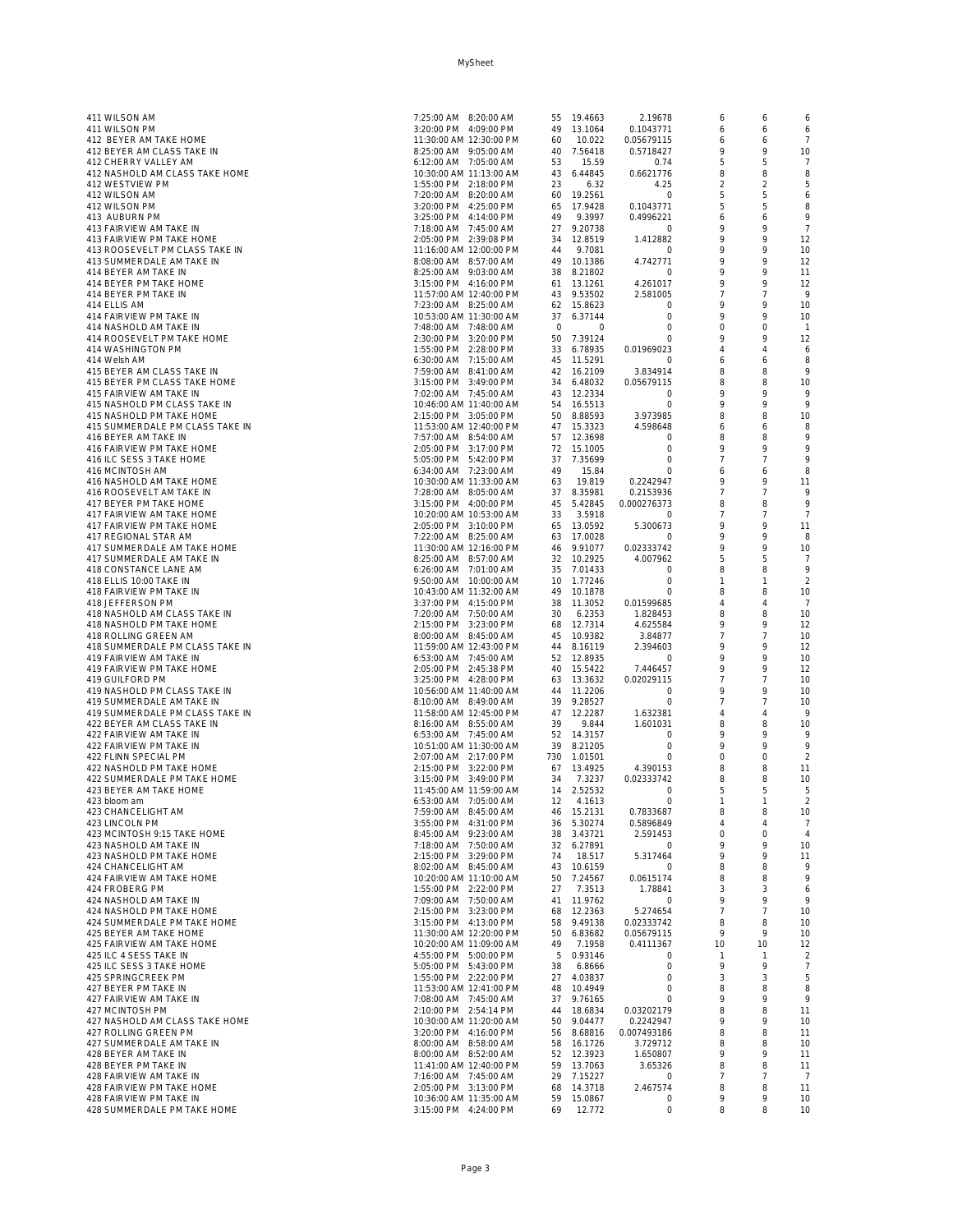| | | | | | | | | |
|---|---|---|---|---|---|---|---|---|
| 411 WILSON AM | 7:25:00 AM | 8:20:00 AM | 55 | 19.4663 | 2.19678 | 6 | 6 | 6 |
| 411 WILSON PM | 3:20:00 PM | 4:09:00 PM | 49 | 13.1064 | 0.1043771 | 6 | 6 | 6 |
| 412 BEYER AM TAKE HOME | 11:30:00 AM | 12:30:00 PM | 60 | 10.022 | 0.05679115 | 6 | 6 | 7 |
| 412 BEYER AM CLASS TAKE IN | 8:25:00 AM | 9:05:00 AM | 40 | 7.56418 | 0.5718427 | 9 | 9 | 10 |
| 412 CHERRY VALLEY AM | 6:12:00 AM | 7:05:00 AM | 53 | 15.59 | 0.74 | 5 | 5 | 7 |
| 412 NASHOLD AM CLASS TAKE HOME | 10:30:00 AM | 11:13:00 AM | 43 | 6.44845 | 0.6621776 | 8 | 8 | 8 |
| 412 WESTVIEW PM | 1:55:00 PM | 2:18:00 PM | 23 | 6.32 | 4.25 | 2 | 2 | 5 |
| 412 WILSON AM | 7:20:00 AM | 8:20:00 AM | 60 | 19.2561 | 0 | 5 | 5 | 6 |
| 412 WILSON PM | 3:20:00 PM | 4:25:00 PM | 65 | 17.9428 | 0.1043771 | 5 | 5 | 8 |
| 413 AUBURN PM | 3:25:00 PM | 4:14:00 PM | 49 | 9.3997 | 0.4996221 | 6 | 6 | 9 |
| 413 FAIRVIEW AM TAKE IN | 7:18:00 AM | 7:45:00 AM | 27 | 9.20738 | 0 | 9 | 9 | 7 |
| 413 FAIRVIEW PM TAKE HOME | 2:05:00 PM | 2:39:08 PM | 34 | 12.8519 | 1.412882 | 9 | 9 | 12 |
| 413 ROOSEVELT PM CLASS TAKE IN | 11:16:00 AM | 12:00:00 PM | 44 | 9.7081 | 0 | 9 | 9 | 10 |
| 413 SUMMERDALE AM TAKE IN | 8:08:00 AM | 8:57:00 AM | 49 | 10.1386 | 4.742771 | 9 | 9 | 12 |
| 414 BEYER AM TAKE IN | 8:25:00 AM | 9:03:00 AM | 38 | 8.21802 | 0 | 9 | 9 | 11 |
| 414 BEYER PM TAKE HOME | 3:15:00 PM | 4:16:00 PM | 61 | 13.1261 | 4.261017 | 9 | 9 | 12 |
| 414 BEYER PM TAKE IN | 11:57:00 AM | 12:40:00 PM | 43 | 9.53502 | 2.581005 | 7 | 7 | 9 |
| 414 ELLIS AM | 7:23:00 AM | 8:25:00 AM | 62 | 15.8623 | 0 | 9 | 9 | 10 |
| 414 FAIRVIEW PM TAKE IN | 10:53:00 AM | 11:30:00 AM | 37 | 6.37144 | 0 | 9 | 9 | 10 |
| 414 NASHOLD AM TAKE IN | 7:48:00 AM | 7:48:00 AM | 0 | 0 | 0 | 0 | 0 | 1 |
| 414 ROOSEVELT PM TAKE HOME | 2:30:00 PM | 3:20:00 PM | 50 | 7.39124 | 0 | 9 | 9 | 12 |
| 414 WASHINGTON PM | 1:55:00 PM | 2:28:00 PM | 33 | 6.78935 | 0.01969023 | 4 | 4 | 6 |
| 414 Welsh AM | 6:30:00 AM | 7:15:00 AM | 45 | 11.5291 | 0 | 6 | 6 | 8 |
| 415 BEYER AM CLASS TAKE IN | 7:59:00 AM | 8:41:00 AM | 42 | 16.2109 | 3.834914 | 8 | 8 | 9 |
| 415 BEYER PM CLASS TAKE HOME | 3:15:00 PM | 3:49:00 PM | 34 | 6.48032 | 0.05679115 | 8 | 8 | 10 |
| 415 FAIRVIEW AM TAKE IN | 7:02:00 AM | 7:45:00 AM | 43 | 12.2334 | 0 | 9 | 9 | 9 |
| 415 NASHOLD PM CLASS TAKE IN | 10:46:00 AM | 11:40:00 AM | 54 | 16.5513 | 0 | 9 | 9 | 9 |
| 415 NASHOLD PM TAKE HOME | 2:15:00 PM | 3:05:00 PM | 50 | 8.88593 | 3.973985 | 8 | 8 | 10 |
| 415 SUMMERDALE PM CLASS TAKE IN | 11:53:00 AM | 12:40:00 PM | 47 | 15.3323 | 4.598648 | 6 | 6 | 8 |
| 416 BEYER AM TAKE IN | 7:57:00 AM | 8:54:00 AM | 57 | 12.3698 | 0 | 8 | 8 | 9 |
| 416 FAIRVIEW PM TAKE HOME | 2:05:00 PM | 3:17:00 PM | 72 | 15.1005 | 0 | 9 | 9 | 9 |
| 416 ILC SESS 3 TAKE HOME | 5:05:00 PM | 5:42:00 PM | 37 | 7.35699 | 0 | 7 | 7 | 9 |
| 416 MCINTOSH AM | 6:34:00 AM | 7:23:00 AM | 49 | 15.84 | 0 | 6 | 6 | 8 |
| 416 NASHOLD AM TAKE HOME | 10:30:00 AM | 11:33:00 AM | 63 | 19.819 | 0.2242947 | 9 | 9 | 11 |
| 416 ROOSEVELT AM TAKE IN | 7:28:00 AM | 8:05:00 AM | 37 | 8.35981 | 0.2153936 | 7 | 7 | 9 |
| 417 BEYER PM TAKE HOME | 3:15:00 PM | 4:00:00 PM | 45 | 5.42845 | 0.000276373 | 8 | 8 | 9 |
| 417 FAIRVIEW AM TAKE HOME | 10:20:00 AM | 10:53:00 AM | 33 | 3.5918 | 0 | 7 | 7 | 7 |
| 417 FAIRVIEW PM TAKE HOME | 2:05:00 PM | 3:10:00 PM | 65 | 13.0592 | 5.300673 | 9 | 9 | 11 |
| 417 REGIONAL STAR AM | 7:22:00 AM | 8:25:00 AM | 63 | 17.0028 | 0 | 9 | 9 | 8 |
| 417 SUMMERDALE AM TAKE HOME | 11:30:00 AM | 12:16:00 PM | 46 | 9.91077 | 0.02333742 | 9 | 9 | 10 |
| 417 SUMMERDALE AM TAKE IN | 8:25:00 AM | 8:57:00 AM | 32 | 10.2925 | 4.007962 | 5 | 5 | 7 |
| 418 CONSTANCE LANE AM | 6:26:00 AM | 7:01:00 AM | 35 | 7.01433 | 0 | 8 | 8 | 9 |
| 418 ELLIS 10:00 TAKE IN | 9:50:00 AM | 10:00:00 AM | 10 | 1.77246 | 0 | 1 | 1 | 2 |
| 418 FAIRVIEW PM TAKE IN | 10:43:00 AM | 11:32:00 AM | 49 | 10.1878 | 0 | 8 | 8 | 10 |
| 418 JEFFERSON PM | 3:37:00 PM | 4:15:00 PM | 38 | 11.3052 | 0.01599685 | 4 | 4 | 7 |
| 418 NASHOLD AM CLASS TAKE IN | 7:20:00 AM | 7:50:00 AM | 30 | 6.2353 | 1.828453 | 8 | 8 | 10 |
| 418 NASHOLD PM TAKE HOME | 2:15:00 PM | 3:23:00 PM | 68 | 12.7314 | 4.625584 | 9 | 9 | 12 |
| 418 ROLLING GREEN AM | 8:00:00 AM | 8:45:00 AM | 45 | 10.9382 | 3.84877 | 7 | 7 | 10 |
| 418 SUMMERDALE PM CLASS TAKE IN | 11:59:00 AM | 12:43:00 PM | 44 | 8.16119 | 2.394603 | 9 | 9 | 12 |
| 419 FAIRVIEW AM TAKE IN | 6:53:00 AM | 7:45:00 AM | 52 | 12.8935 | 0 | 9 | 9 | 10 |
| 419 FAIRVIEW PM TAKE HOME | 2:05:00 PM | 2:45:38 PM | 40 | 15.5422 | 7.446457 | 9 | 9 | 12 |
| 419 GUILFORD PM | 3:25:00 PM | 4:28:00 PM | 63 | 13.3632 | 0.02029115 | 7 | 7 | 10 |
| 419 NASHOLD PM CLASS TAKE IN | 10:56:00 AM | 11:40:00 AM | 44 | 11.2206 | 0 | 9 | 9 | 10 |
| 419 SUMMERDALE AM TAKE IN | 8:10:00 AM | 8:49:00 AM | 39 | 9.28527 | 0 | 7 | 7 | 10 |
| 419 SUMMERDALE PM CLASS TAKE IN | 11:58:00 AM | 12:45:00 PM | 47 | 12.2287 | 1.632381 | 4 | 4 | 9 |
| 422 BEYER AM CLASS TAKE IN | 8:16:00 AM | 8:55:00 AM | 39 | 9.844 | 1.601031 | 8 | 8 | 10 |
| 422 FAIRVIEW AM TAKE IN | 6:53:00 AM | 7:45:00 AM | 52 | 14.3157 | 0 | 9 | 9 | 9 |
| 422 FAIRVIEW PM TAKE IN | 10:51:00 AM | 11:30:00 AM | 39 | 8.21205 | 0 | 9 | 9 | 9 |
| 422 FLINN SPECIAL PM | 2:07:00 AM | 2:17:00 PM | 730 | 1.01501 | 0 | 0 | 0 | 2 |
| 422 NASHOLD PM TAKE HOME | 2:15:00 PM | 3:22:00 PM | 67 | 13.4925 | 4.390153 | 8 | 8 | 11 |
| 422 SUMMERDALE PM TAKE HOME | 3:15:00 PM | 3:49:00 PM | 34 | 7.3237 | 0.02333742 | 8 | 8 | 10 |
| 423 BEYER AM TAKE HOME | 11:45:00 AM | 11:59:00 AM | 14 | 2.52532 | 0 | 5 | 5 | 5 |
| 423 bloom am | 6:53:00 AM | 7:05:00 AM | 12 | 4.1613 | 0 | 1 | 1 | 2 |
| 423 CHANCELIGHT AM | 7:59:00 AM | 8:45:00 AM | 46 | 15.2131 | 0.7833687 | 8 | 8 | 10 |
| 423 LINCOLN PM | 3:55:00 PM | 4:31:00 PM | 36 | 5.30274 | 0.5896849 | 4 | 4 | 7 |
| 423 MCINTOSH 9:15 TAKE HOME | 8:45:00 AM | 9:23:00 AM | 38 | 3.43721 | 2.591453 | 0 | 0 | 4 |
| 423 NASHOLD AM TAKE IN | 7:18:00 AM | 7:50:00 AM | 32 | 6.27891 | 0 | 9 | 9 | 10 |
| 423 NASHOLD PM TAKE HOME | 2:15:00 PM | 3:29:00 PM | 74 | 18.517 | 5.317464 | 9 | 9 | 11 |
| 424 CHANCELIGHT AM | 8:02:00 AM | 8:45:00 AM | 43 | 10.6159 | 0 | 8 | 8 | 9 |
| 424 FAIRVIEW AM TAKE HOME | 10:20:00 AM | 11:10:00 AM | 50 | 7.24567 | 0.0615174 | 8 | 8 | 9 |
| 424 FROBERG PM | 1:55:00 PM | 2:22:00 PM | 27 | 7.3513 | 1.78841 | 3 | 3 | 6 |
| 424 NASHOLD AM TAKE IN | 7:09:00 AM | 7:50:00 AM | 41 | 11.9762 | 0 | 9 | 9 | 9 |
| 424 NASHOLD PM TAKE HOME | 2:15:00 PM | 3:23:00 PM | 68 | 12.2363 | 5.274654 | 7 | 7 | 10 |
| 424 SUMMERDALE PM TAKE HOME | 3:15:00 PM | 4:13:00 PM | 58 | 9.49138 | 0.02333742 | 8 | 8 | 10 |
| 425 BEYER AM TAKE HOME | 11:30:00 AM | 12:20:00 PM | 50 | 6.83682 | 0.05679115 | 9 | 9 | 10 |
| 425 FAIRVIEW AM TAKE HOME | 10:20:00 AM | 11:09:00 AM | 49 | 7.1958 | 0.4111367 | 10 | 10 | 12 |
| 425 ILC 4 SESS TAKE IN | 4:55:00 PM | 5:00:00 PM | 5 | 0.93146 | 0 | 1 | 1 | 2 |
| 425 ILC SESS 3 TAKE HOME | 5:05:00 PM | 5:43:00 PM | 38 | 6.8666 | 0 | 9 | 9 | 7 |
| 425 SPRINGCREEK PM | 1:55:00 PM | 2:22:00 PM | 27 | 4.03837 | 0 | 3 | 3 | 5 |
| 427 BEYER PM TAKE IN | 11:53:00 AM | 12:41:00 PM | 48 | 10.4949 | 0 | 8 | 8 | 8 |
| 427 FAIRVIEW AM TAKE IN | 7:08:00 AM | 7:45:00 AM | 37 | 9.76165 | 0 | 9 | 9 | 9 |
| 427 MCINTOSH PM | 2:10:00 PM | 2:54:14 PM | 44 | 18.6834 | 0.03202179 | 8 | 8 | 11 |
| 427 NASHOLD AM CLASS TAKE HOME | 10:30:00 AM | 11:20:00 AM | 50 | 9.04477 | 0.2242947 | 9 | 9 | 10 |
| 427 ROLLING GREEN PM | 3:20:00 PM | 4:16:00 PM | 56 | 8.68816 | 0.007493186 | 8 | 8 | 11 |
| 427 SUMMERDALE AM TAKE IN | 8:00:00 AM | 8:58:00 AM | 58 | 16.1726 | 3.729712 | 8 | 8 | 10 |
| 428 BEYER AM TAKE IN | 8:00:00 AM | 8:52:00 AM | 52 | 12.3923 | 1.650807 | 9 | 9 | 11 |
| 428 BEYER PM TAKE IN | 11:41:00 AM | 12:40:00 PM | 59 | 13.7063 | 3.65326 | 8 | 8 | 11 |
| 428 FAIRVIEW AM TAKE IN | 7:16:00 AM | 7:45:00 AM | 29 | 7.15227 | 0 | 7 | 7 | 7 |
| 428 FAIRVIEW PM TAKE HOME | 2:05:00 PM | 3:13:00 PM | 68 | 14.3718 | 2.467574 | 8 | 8 | 11 |
| 428 FAIRVIEW PM TAKE IN | 10:36:00 AM | 11:35:00 AM | 59 | 15.0867 | 0 | 9 | 9 | 10 |
| 428 SUMMERDALE PM TAKE HOME | 3:15:00 PM | 4:24:00 PM | 69 | 12.772 | 0 | 8 | 8 | 10 |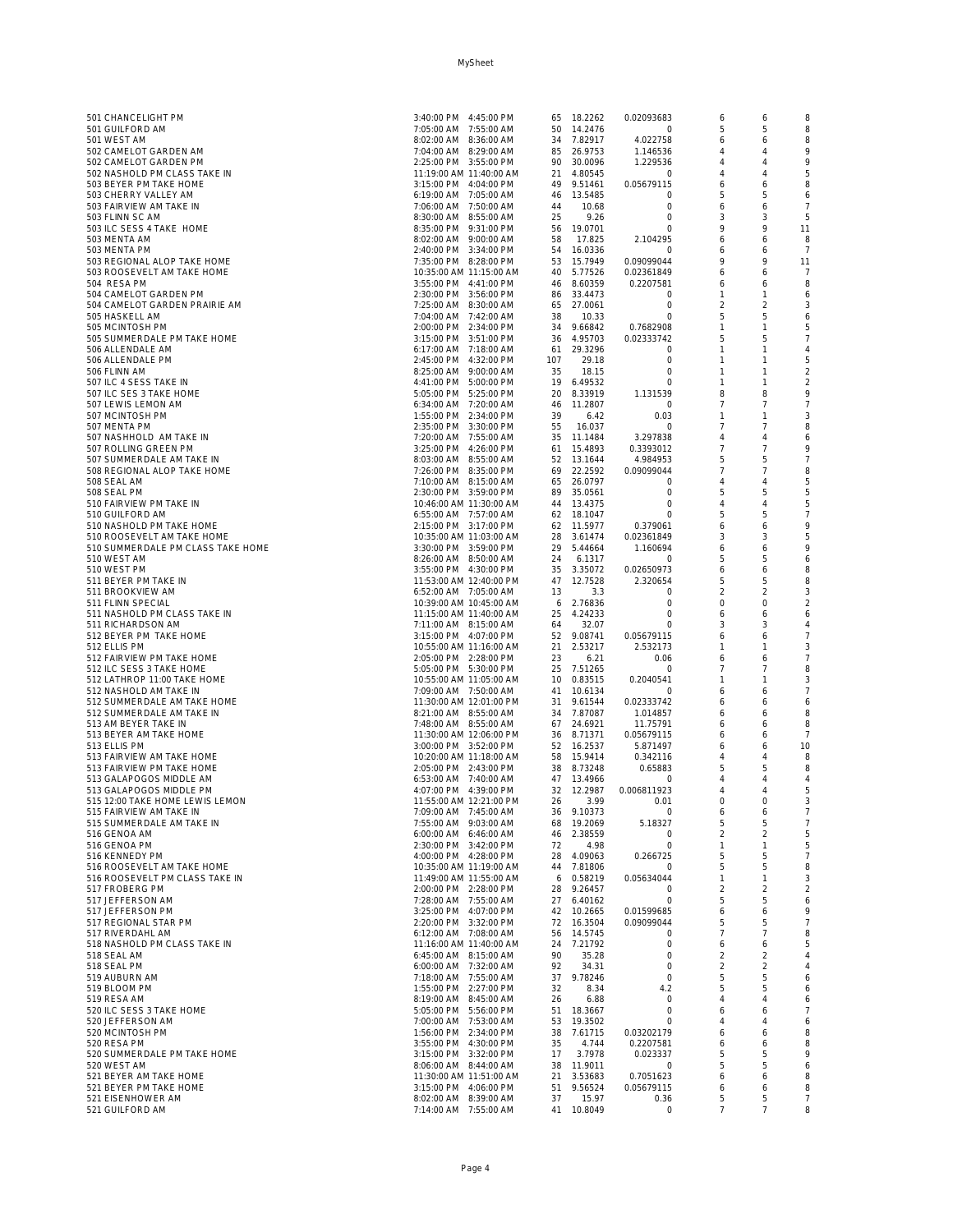| | | | | | | | | |
|---|---|---|---|---|---|---|---|---|
| 501 CHANCELIGHT PM | 3:40:00 PM | 4:45:00 PM | 65 | 18.2262 | 0.02093683 | 6 | 6 | 8 |
| 501 GUILFORD AM | 7:05:00 AM | 7:55:00 AM | 50 | 14.2476 | 0 | 5 | 5 | 8 |
| 501 WEST AM | 8:02:00 AM | 8:36:00 AM | 34 | 7.82917 | 4.022758 | 6 | 6 | 8 |
| 502 CAMELOT GARDEN AM | 7:04:00 AM | 8:29:00 AM | 85 | 26.9753 | 1.146536 | 4 | 4 | 9 |
| 502 CAMELOT GARDEN PM | 2:25:00 PM | 3:55:00 PM | 90 | 30.0096 | 1.229536 | 4 | 4 | 9 |
| 502 NASHOLD PM CLASS TAKE IN | 11:19:00 AM | 11:40:00 AM | 21 | 4.80545 | 0 | 4 | 4 | 5 |
| 503 BEYER PM TAKE HOME | 3:15:00 PM | 4:04:00 PM | 49 | 9.51461 | 0.05679115 | 6 | 6 | 8 |
| 503 CHERRY VALLEY AM | 6:19:00 AM | 7:05:00 AM | 46 | 13.5485 | 0 | 5 | 5 | 6 |
| 503 FAIRVIEW AM TAKE IN | 7:06:00 AM | 7:50:00 AM | 44 | 10.68 | 0 | 6 | 6 | 7 |
| 503 FLINN SC AM | 8:30:00 AM | 8:55:00 AM | 25 | 9.26 | 0 | 3 | 3 | 5 |
| 503 ILC SESS 4 TAKE HOME | 8:35:00 PM | 9:31:00 PM | 56 | 19.0701 | 0 | 9 | 9 | 11 |
| 503 MENTA AM | 8:02:00 AM | 9:00:00 AM | 58 | 17.825 | 2.104295 | 6 | 6 | 8 |
| 503 MENTA PM | 2:40:00 PM | 3:34:00 PM | 54 | 16.0336 | 0 | 6 | 6 | 7 |
| 503 REGIONAL ALOP TAKE HOME | 7:35:00 PM | 8:28:00 PM | 53 | 15.7949 | 0.09099044 | 9 | 9 | 11 |
| 503 ROOSEVELT AM TAKE HOME | 10:35:00 AM | 11:15:00 AM | 40 | 5.77526 | 0.02361849 | 6 | 6 | 7 |
| 504 RESA PM | 3:55:00 PM | 4:41:00 PM | 46 | 8.60359 | 0.2207581 | 6 | 6 | 8 |
| 504 CAMELOT GARDEN PM | 2:30:00 PM | 3:56:00 PM | 86 | 33.4473 | 0 | 1 | 1 | 6 |
| 504 CAMELOT GARDEN PRAIRIE AM | 7:25:00 AM | 8:30:00 AM | 65 | 27.0061 | 0 | 2 | 2 | 3 |
| 505 HASKELL AM | 7:04:00 AM | 7:42:00 AM | 38 | 10.33 | 0 | 5 | 5 | 6 |
| 505 MCINTOSH PM | 2:00:00 PM | 2:34:00 PM | 34 | 9.66842 | 0.7682908 | 1 | 1 | 5 |
| 505 SUMMERDALE PM TAKE HOME | 3:15:00 PM | 3:51:00 PM | 36 | 4.95703 | 0.02333742 | 5 | 5 | 7 |
| 506 ALLENDALE AM | 6:17:00 AM | 7:18:00 AM | 61 | 29.3296 | 0 | 1 | 1 | 4 |
| 506 ALLENDALE PM | 2:45:00 PM | 4:32:00 PM | 107 | 29.18 | 0 | 1 | 1 | 5 |
| 506 FLINN AM | 8:25:00 AM | 9:00:00 AM | 35 | 18.15 | 0 | 1 | 1 | 2 |
| 507 ILC 4 SESS TAKE IN | 4:41:00 PM | 5:00:00 PM | 19 | 6.49532 | 0 | 1 | 1 | 2 |
| 507 ILC SES 3 TAKE HOME | 5:05:00 PM | 5:25:00 PM | 20 | 8.33919 | 1.131539 | 8 | 8 | 9 |
| 507 LEWIS LEMON AM | 6:34:00 AM | 7:20:00 AM | 46 | 11.2807 | 0 | 7 | 7 | 7 |
| 507 MCINTOSH PM | 1:55:00 PM | 2:34:00 PM | 39 | 6.42 | 0.03 | 1 | 1 | 3 |
| 507 MENTA PM | 2:35:00 PM | 3:30:00 PM | 55 | 16.037 | 0 | 7 | 7 | 8 |
| 507 NASHHOLD AM TAKE IN | 7:20:00 AM | 7:55:00 AM | 35 | 11.1484 | 3.297838 | 4 | 4 | 6 |
| 507 ROLLING GREEN PM | 3:25:00 PM | 4:26:00 PM | 61 | 15.4893 | 0.3393012 | 7 | 7 | 9 |
| 507 SUMMERDALE AM TAKE IN | 8:03:00 AM | 8:55:00 AM | 52 | 13.1644 | 4.984953 | 5 | 5 | 7 |
| 508 REGIONAL ALOP TAKE HOME | 7:26:00 PM | 8:35:00 PM | 69 | 22.2592 | 0.09099044 | 7 | 7 | 8 |
| 508 SEAL AM | 7:10:00 AM | 8:15:00 AM | 65 | 26.0797 | 0 | 4 | 4 | 5 |
| 508 SEAL PM | 2:30:00 PM | 3:59:00 PM | 89 | 35.0561 | 0 | 5 | 5 | 5 |
| 510 FAIRVIEW PM TAKE IN | 10:46:00 AM | 11:30:00 AM | 44 | 13.4375 | 0 | 4 | 4 | 5 |
| 510 GUILFORD AM | 6:55:00 AM | 7:57:00 AM | 62 | 18.1047 | 0 | 5 | 5 | 7 |
| 510 NASHOLD PM TAKE HOME | 2:15:00 PM | 3:17:00 PM | 62 | 11.5977 | 0.379061 | 6 | 6 | 9 |
| 510 ROOSEVELT AM TAKE HOME | 10:35:00 AM | 11:03:00 AM | 28 | 3.61474 | 0.02361849 | 3 | 3 | 5 |
| 510 SUMMERDALE PM CLASS TAKE HOME | 3:30:00 PM | 3:59:00 PM | 29 | 5.44664 | 1.160694 | 6 | 6 | 9 |
| 510 WEST AM | 8:26:00 AM | 8:50:00 AM | 24 | 6.1317 | 0 | 5 | 5 | 6 |
| 510 WEST PM | 3:55:00 PM | 4:30:00 PM | 35 | 3.35072 | 0.02650973 | 6 | 6 | 8 |
| 511 BEYER PM TAKE IN | 11:53:00 AM | 12:40:00 PM | 47 | 12.7528 | 2.320654 | 5 | 5 | 8 |
| 511 BROOKVIEW AM | 6:52:00 AM | 7:05:00 AM | 13 | 3.3 | 0 | 2 | 2 | 3 |
| 511 FLINN SPECIAL | 10:39:00 AM | 10:45:00 AM | 6 | 2.76836 | 0 | 0 | 0 | 2 |
| 511 NASHOLD PM CLASS TAKE IN | 11:15:00 AM | 11:40:00 AM | 25 | 4.24233 | 0 | 6 | 6 | 6 |
| 511 RICHARDSON AM | 7:11:00 AM | 8:15:00 AM | 64 | 32.07 | 0 | 3 | 3 | 4 |
| 512 BEYER PM TAKE HOME | 3:15:00 PM | 4:07:00 PM | 52 | 9.08741 | 0.05679115 | 6 | 6 | 7 |
| 512 ELLIS PM | 10:55:00 AM | 11:16:00 AM | 21 | 2.53217 | 2.532173 | 1 | 1 | 3 |
| 512 FAIRVIEW PM TAKE HOME | 2:05:00 PM | 2:28:00 PM | 23 | 6.21 | 0.06 | 6 | 6 | 7 |
| 512 ILC SESS 3 TAKE HOME | 5:05:00 PM | 5:30:00 PM | 25 | 7.51265 | 0 | 7 | 7 | 8 |
| 512 LATHROP 11:00 TAKE HOME | 10:55:00 AM | 11:05:00 AM | 10 | 0.83515 | 0.2040541 | 1 | 1 | 3 |
| 512 NASHOLD AM TAKE IN | 7:09:00 AM | 7:50:00 AM | 41 | 10.6134 | 0 | 6 | 6 | 7 |
| 512 SUMMERDALE AM TAKE HOME | 11:30:00 AM | 12:01:00 PM | 31 | 9.61544 | 0.02333742 | 6 | 6 | 6 |
| 512 SUMMERDALE AM TAKE IN | 8:21:00 AM | 8:55:00 AM | 34 | 7.87087 | 1.014857 | 6 | 6 | 8 |
| 513 AM BEYER TAKE IN | 7:48:00 AM | 8:55:00 AM | 67 | 24.6921 | 11.75791 | 6 | 6 | 8 |
| 513 BEYER AM TAKE HOME | 11:30:00 AM | 12:06:00 PM | 36 | 8.71371 | 0.05679115 | 6 | 6 | 7 |
| 513 ELLIS PM | 3:00:00 PM | 3:52:00 PM | 52 | 16.2537 | 5.871497 | 6 | 6 | 10 |
| 513 FAIRVIEW AM TAKE HOME | 10:20:00 AM | 11:18:00 AM | 58 | 15.9414 | 0.342116 | 4 | 4 | 8 |
| 513 FAIRVIEW PM TAKE HOME | 2:05:00 PM | 2:43:00 PM | 38 | 8.73248 | 0.65883 | 5 | 5 | 8 |
| 513 GALAPOGOS MIDDLE AM | 6:53:00 AM | 7:40:00 AM | 47 | 13.4966 | 0 | 4 | 4 | 4 |
| 513 GALAPOGOS MIDDLE PM | 4:07:00 PM | 4:39:00 PM | 32 | 12.2987 | 0.006811923 | 4 | 4 | 5 |
| 515 12:00 TAKE HOME LEWIS LEMON | 11:55:00 AM | 12:21:00 PM | 26 | 3.99 | 0.01 | 0 | 0 | 3 |
| 515 FAIRVIEW AM TAKE IN | 7:09:00 AM | 7:45:00 AM | 36 | 9.10373 | 0 | 6 | 6 | 7 |
| 515 SUMMERDALE AM TAKE IN | 7:55:00 AM | 9:03:00 AM | 68 | 19.2069 | 5.18327 | 5 | 5 | 7 |
| 516 GENOA AM | 6:00:00 AM | 6:46:00 AM | 46 | 2.38559 | 0 | 2 | 2 | 5 |
| 516 GENOA PM | 2:30:00 PM | 3:42:00 PM | 72 | 4.98 | 0 | 1 | 1 | 5 |
| 516 KENNEDY PM | 4:00:00 PM | 4:28:00 PM | 28 | 4.09063 | 0.266725 | 5 | 5 | 7 |
| 516 ROOSEVELT AM TAKE HOME | 10:35:00 AM | 11:19:00 AM | 44 | 7.81806 | 0 | 5 | 5 | 8 |
| 516 ROOSEVELT PM CLASS TAKE IN | 11:49:00 AM | 11:55:00 AM | 6 | 0.58219 | 0.05634044 | 1 | 1 | 3 |
| 517 FROBERG PM | 2:00:00 PM | 2:28:00 PM | 28 | 9.26457 | 0 | 2 | 2 | 2 |
| 517 JEFFERSON AM | 7:28:00 AM | 7:55:00 AM | 27 | 6.40162 | 0 | 5 | 5 | 6 |
| 517 JEFFERSON PM | 3:25:00 PM | 4:07:00 PM | 42 | 10.2665 | 0.01599685 | 6 | 6 | 9 |
| 517 REGIONAL STAR PM | 2:20:00 PM | 3:32:00 PM | 72 | 16.3504 | 0.09099044 | 5 | 5 | 7 |
| 517 RIVERDAHL AM | 6:12:00 AM | 7:08:00 AM | 56 | 14.5745 | 0 | 7 | 7 | 8 |
| 518 NASHOLD PM CLASS TAKE IN | 11:16:00 AM | 11:40:00 AM | 24 | 7.21792 | 0 | 6 | 6 | 5 |
| 518 SEAL AM | 6:45:00 AM | 8:15:00 AM | 90 | 35.28 | 0 | 2 | 2 | 4 |
| 518 SEAL PM | 6:00:00 AM | 7:32:00 AM | 92 | 34.31 | 0 | 2 | 2 | 4 |
| 519 AUBURN AM | 7:18:00 AM | 7:55:00 AM | 37 | 9.78246 | 0 | 5 | 5 | 6 |
| 519 BLOOM PM | 1:55:00 PM | 2:27:00 PM | 32 | 8.34 | 4.2 | 5 | 5 | 6 |
| 519 RESA AM | 8:19:00 AM | 8:45:00 AM | 26 | 6.88 | 0 | 4 | 4 | 6 |
| 520 ILC SESS 3 TAKE HOME | 5:05:00 PM | 5:56:00 PM | 51 | 18.3667 | 0 | 6 | 6 | 7 |
| 520 JEFFERSON AM | 7:00:00 AM | 7:53:00 AM | 53 | 19.3502 | 0 | 4 | 4 | 6 |
| 520 MCINTOSH PM | 1:56:00 PM | 2:34:00 PM | 38 | 7.61715 | 0.03202179 | 6 | 6 | 8 |
| 520 RESA PM | 3:55:00 PM | 4:30:00 PM | 35 | 4.744 | 0.2207581 | 6 | 6 | 8 |
| 520 SUMMERDALE PM TAKE HOME | 3:15:00 PM | 3:32:00 PM | 17 | 3.7978 | 0.023337 | 5 | 5 | 9 |
| 520 WEST AM | 8:06:00 AM | 8:44:00 AM | 38 | 11.9011 | 0 | 5 | 5 | 6 |
| 521 BEYER AM TAKE HOME | 11:30:00 AM | 11:51:00 AM | 21 | 3.53683 | 0.7051623 | 6 | 6 | 8 |
| 521 BEYER PM TAKE HOME | 3:15:00 PM | 4:06:00 PM | 51 | 9.56524 | 0.05679115 | 6 | 6 | 8 |
| 521 EISENHOWER AM | 8:02:00 AM | 8:39:00 AM | 37 | 15.97 | 0.36 | 5 | 5 | 7 |
| 521 GUILFORD AM | 7:14:00 AM | 7:55:00 AM | 41 | 10.8049 | 0 | 7 | 7 | 8 |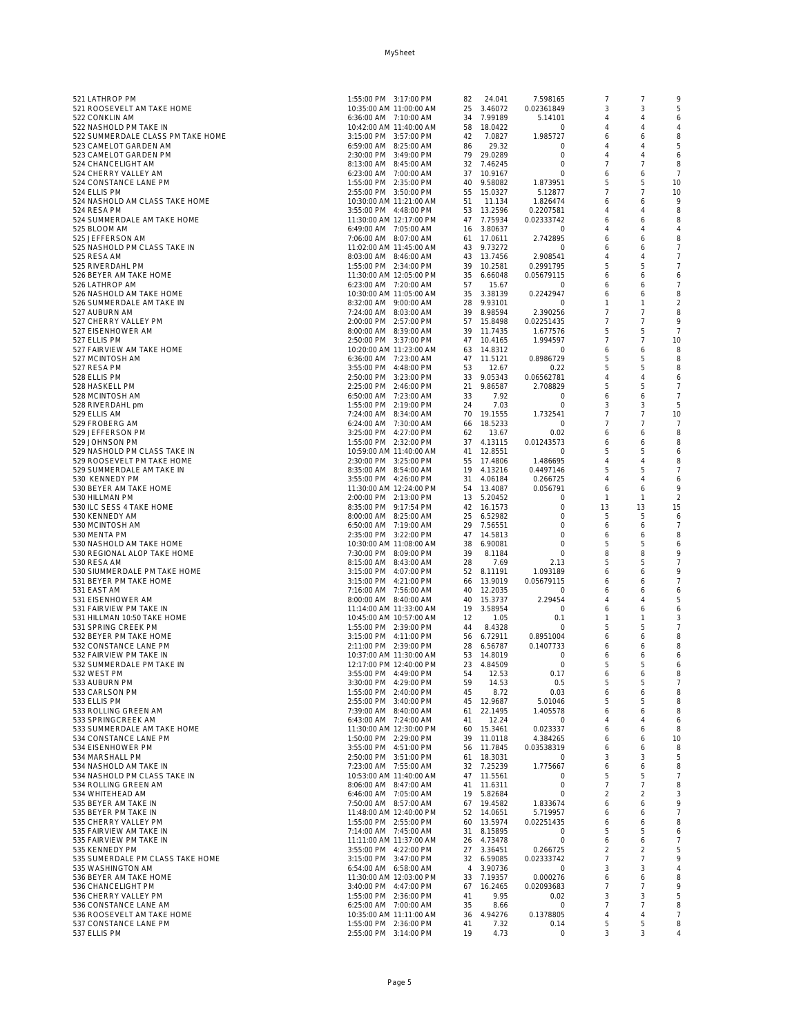| | | | | | | | | |
|---|---|---|---|---|---|---|---|---|
| 521 LATHROP PM | 1:55:00 PM | 3:17:00 PM | 82 | 24.041 | 7.598165 | 7 | 7 | 9 |
| 521 ROOSEVELT AM TAKE HOME | 10:35:00 AM | 11:00:00 AM | 25 | 3.46072 | 0.02361849 | 3 | 3 | 5 |
| 522 CONKLIN AM | 6:36:00 AM | 7:10:00 AM | 34 | 7.99189 | 5.14101 | 4 | 4 | 6 |
| 522 NASHOLD PM TAKE IN | 10:42:00 AM | 11:40:00 AM | 58 | 18.0422 | 0 | 4 | 4 | 4 |
| 522 SUMMERDALE CLASS PM TAKE HOME | 3:15:00 PM | 3:57:00 PM | 42 | 7.0827 | 1.985727 | 6 | 6 | 8 |
| 523 CAMELOT GARDEN AM | 6:59:00 AM | 8:25:00 AM | 86 | 29.32 | 0 | 4 | 4 | 5 |
| 523 CAMELOT GARDEN PM | 2:30:00 PM | 3:49:00 PM | 79 | 29.0289 | 0 | 4 | 4 | 6 |
| 524 CHANCELIGHT AM | 8:13:00 AM | 8:45:00 AM | 32 | 7.46245 | 0 | 7 | 7 | 8 |
| 524 CHERRY VALLEY AM | 6:23:00 AM | 7:00:00 AM | 37 | 10.9167 | 0 | 6 | 6 | 7 |
| 524 CONSTANCE LANE PM | 1:55:00 PM | 2:35:00 PM | 40 | 9.58082 | 1.873951 | 5 | 5 | 10 |
| 524 ELLIS PM | 2:55:00 PM | 3:50:00 PM | 55 | 15.0327 | 5.12877 | 7 | 7 | 10 |
| 524 NASHOLD AM CLASS TAKE HOME | 10:30:00 AM | 11:21:00 AM | 51 | 11.134 | 1.826474 | 6 | 6 | 9 |
| 524 RESA PM | 3:55:00 PM | 4:48:00 PM | 53 | 13.2596 | 0.2207581 | 4 | 4 | 8 |
| 524 SUMMERDALE AM TAKE HOME | 11:30:00 AM | 12:17:00 PM | 47 | 7.75934 | 0.02333742 | 6 | 6 | 8 |
| 525 BLOOM AM | 6:49:00 AM | 7:05:00 AM | 16 | 3.80637 | 0 | 4 | 4 | 4 |
| 525 JEFFERSON AM | 7:06:00 AM | 8:07:00 AM | 61 | 17.0611 | 2.742895 | 6 | 6 | 8 |
| 525 NASHOLD PM CLASS TAKE IN | 11:02:00 AM | 11:45:00 AM | 43 | 9.73272 | 0 | 6 | 6 | 7 |
| 525 RESA AM | 8:03:00 AM | 8:46:00 AM | 43 | 13.7456 | 2.908541 | 4 | 4 | 7 |
| 525 RIVERDAHL PM | 1:55:00 PM | 2:34:00 PM | 39 | 10.2581 | 0.2991795 | 5 | 5 | 7 |
| 526 BEYER AM TAKE HOME | 11:30:00 AM | 12:05:00 PM | 35 | 6.66048 | 0.05679115 | 6 | 6 | 6 |
| 526 LATHROP AM | 6:23:00 AM | 7:20:00 AM | 57 | 15.67 | 0 | 6 | 6 | 7 |
| 526 NASHOLD AM TAKE HOME | 10:30:00 AM | 11:05:00 AM | 35 | 3.38139 | 0.2242947 | 6 | 6 | 8 |
| 526 SUMMERDALE AM TAKE IN | 8:32:00 AM | 9:00:00 AM | 28 | 9.93101 | 0 | 1 | 1 | 2 |
| 527 AUBURN AM | 7:24:00 AM | 8:03:00 AM | 39 | 8.98594 | 2.390256 | 7 | 7 | 8 |
| 527 CHERRY VALLEY PM | 2:00:00 PM | 2:57:00 PM | 57 | 15.8498 | 0.02251435 | 7 | 7 | 9 |
| 527 EISENHOWER AM | 8:00:00 AM | 8:39:00 AM | 39 | 11.7435 | 1.677576 | 5 | 5 | 7 |
| 527 ELLIS PM | 2:50:00 PM | 3:37:00 PM | 47 | 10.4165 | 1.994597 | 7 | 7 | 10 |
| 527 FAIRVIEW AM TAKE HOME | 10:20:00 AM | 11:23:00 AM | 63 | 14.8312 | 0 | 6 | 6 | 8 |
| 527 MCINTOSH AM | 6:36:00 AM | 7:23:00 AM | 47 | 11.5121 | 0.8986729 | 5 | 5 | 8 |
| 527 RESA PM | 3:55:00 PM | 4:48:00 PM | 53 | 12.67 | 0.22 | 5 | 5 | 8 |
| 528 ELLIS PM | 2:50:00 PM | 3:23:00 PM | 33 | 9.05343 | 0.06562781 | 4 | 4 | 6 |
| 528 HASKELL PM | 2:25:00 PM | 2:46:00 PM | 21 | 9.86587 | 2.708829 | 5 | 5 | 7 |
| 528 MCINTOSH AM | 6:50:00 AM | 7:23:00 AM | 33 | 7.92 | 0 | 6 | 6 | 7 |
| 528 RIVERDAHL pm | 1:55:00 PM | 2:19:00 PM | 24 | 7.03 | 0 | 3 | 3 | 5 |
| 529 ELLIS AM | 7:24:00 AM | 8:34:00 AM | 70 | 19.1555 | 1.732541 | 7 | 7 | 10 |
| 529 FROBERG AM | 6:24:00 AM | 7:30:00 AM | 66 | 18.5233 | 0 | 7 | 7 | 7 |
| 529 JEFFERSON PM | 3:25:00 PM | 4:27:00 PM | 62 | 13.67 | 0.02 | 6 | 6 | 8 |
| 529 JOHNSON PM | 1:55:00 PM | 2:32:00 PM | 37 | 4.13115 | 0.01243573 | 6 | 6 | 8 |
| 529 NASHOLD PM CLASS TAKE IN | 10:59:00 AM | 11:40:00 AM | 41 | 12.8551 | 0 | 5 | 5 | 6 |
| 529 ROOSEVELT PM TAKE HOME | 2:30:00 PM | 3:25:00 PM | 55 | 17.4806 | 1.486695 | 4 | 4 | 8 |
| 529 SUMMERDALE AM TAKE IN | 8:35:00 AM | 8:54:00 AM | 19 | 4.13216 | 0.4497146 | 5 | 5 | 7 |
| 530 KENNEDY PM | 3:55:00 PM | 4:26:00 PM | 31 | 4.06184 | 0.266725 | 4 | 4 | 6 |
| 530 BEYER AM TAKE HOME | 11:30:00 AM | 12:24:00 PM | 54 | 13.4087 | 0.056791 | 6 | 6 | 9 |
| 530 HILLMAN PM | 2:00:00 PM | 2:13:00 PM | 13 | 5.20452 | 0 | 1 | 1 | 2 |
| 530 ILC SESS 4 TAKE HOME | 8:35:00 PM | 9:17:54 PM | 42 | 16.1573 | 0 | 13 | 13 | 15 |
| 530 KENNEDY AM | 8:00:00 AM | 8:25:00 AM | 25 | 6.52982 | 0 | 5 | 5 | 6 |
| 530 MCINTOSH AM | 6:50:00 AM | 7:19:00 AM | 29 | 7.56551 | 0 | 6 | 6 | 7 |
| 530 MENTA PM | 2:35:00 PM | 3:22:00 PM | 47 | 14.5813 | 0 | 6 | 6 | 8 |
| 530 NASHOLD AM TAKE HOME | 10:30:00 AM | 11:08:00 AM | 38 | 6.90081 | 0 | 5 | 5 | 6 |
| 530 REGIONAL ALOP TAKE HOME | 7:30:00 PM | 8:09:00 PM | 39 | 8.1184 | 0 | 8 | 8 | 9 |
| 530 RESA AM | 8:15:00 AM | 8:43:00 AM | 28 | 7.69 | 2.13 | 5 | 5 | 7 |
| 530 SIUMMERDALE PM TAKE HOME | 3:15:00 PM | 4:07:00 PM | 52 | 8.11191 | 1.093189 | 6 | 6 | 9 |
| 531 BEYER PM TAKE HOME | 3:15:00 PM | 4:21:00 PM | 66 | 13.9019 | 0.05679115 | 6 | 6 | 7 |
| 531 EAST AM | 7:16:00 AM | 7:56:00 AM | 40 | 12.2035 | 0 | 6 | 6 | 6 |
| 531 EISENHOWER AM | 8:00:00 AM | 8:40:00 AM | 40 | 15.3737 | 2.29454 | 4 | 4 | 5 |
| 531 FAIRVIEW PM TAKE IN | 11:14:00 AM | 11:33:00 AM | 19 | 3.58954 | 0 | 6 | 6 | 6 |
| 531 HILLMAN 10:50 TAKE HOME | 10:45:00 AM | 10:57:00 AM | 12 | 1.05 | 0.1 | 1 | 1 | 3 |
| 531 SPRING CREEK PM | 1:55:00 PM | 2:39:00 PM | 44 | 8.4328 | 0 | 5 | 5 | 7 |
| 532 BEYER PM TAKE HOME | 3:15:00 PM | 4:11:00 PM | 56 | 6.72911 | 0.8951004 | 6 | 6 | 8 |
| 532 CONSTANCE LANE PM | 2:11:00 PM | 2:39:00 PM | 28 | 6.56787 | 0.1407733 | 6 | 6 | 8 |
| 532 FAIRVIEW PM TAKE IN | 10:37:00 AM | 11:30:00 AM | 53 | 14.8019 | 0 | 6 | 6 | 6 |
| 532 SUMMERDALE PM TAKE IN | 12:17:00 PM | 12:40:00 PM | 23 | 4.84509 | 0 | 5 | 5 | 6 |
| 532 WEST PM | 3:55:00 PM | 4:49:00 PM | 54 | 12.53 | 0.17 | 6 | 6 | 8 |
| 533 AUBURN PM | 3:30:00 PM | 4:29:00 PM | 59 | 14.53 | 0.5 | 5 | 5 | 7 |
| 533 CARLSON PM | 1:55:00 PM | 2:40:00 PM | 45 | 8.72 | 0.03 | 6 | 6 | 8 |
| 533 ELLIS PM | 2:55:00 PM | 3:40:00 PM | 45 | 12.9687 | 5.01046 | 5 | 5 | 8 |
| 533 ROLLING GREEN AM | 7:39:00 AM | 8:40:00 AM | 61 | 22.1495 | 1.405578 | 6 | 6 | 8 |
| 533 SPRINGCREEK AM | 6:43:00 AM | 7:24:00 AM | 41 | 12.24 | 0 | 4 | 4 | 6 |
| 533 SUMMERDALE AM TAKE HOME | 11:30:00 AM | 12:30:00 PM | 60 | 15.3461 | 0.023337 | 6 | 6 | 8 |
| 534 CONSTANCE LANE PM | 1:50:00 PM | 2:29:00 PM | 39 | 11.0118 | 4.384265 | 6 | 6 | 10 |
| 534 EISENHOWER PM | 3:55:00 PM | 4:51:00 PM | 56 | 11.7845 | 0.03538319 | 6 | 6 | 8 |
| 534 MARSHALL PM | 2:50:00 PM | 3:51:00 PM | 61 | 18.3031 | 0 | 3 | 3 | 5 |
| 534 NASHOLD AM TAKE IN | 7:23:00 AM | 7:55:00 AM | 32 | 7.25239 | 1.775667 | 6 | 6 | 8 |
| 534 NASHOLD PM CLASS TAKE IN | 10:53:00 AM | 11:40:00 AM | 47 | 11.5561 | 0 | 5 | 5 | 7 |
| 534 ROLLING GREEN AM | 8:06:00 AM | 8:47:00 AM | 41 | 11.6311 | 0 | 7 | 7 | 8 |
| 534 WHITEHEAD AM | 6:46:00 AM | 7:05:00 AM | 19 | 5.82684 | 0 | 2 | 2 | 3 |
| 535 BEYER AM TAKE IN | 7:50:00 AM | 8:57:00 AM | 67 | 19.4582 | 1.833674 | 6 | 6 | 9 |
| 535 BEYER PM TAKE IN | 11:48:00 AM | 12:40:00 PM | 52 | 14.0651 | 5.719957 | 6 | 6 | 7 |
| 535 CHERRY VALLEY PM | 1:55:00 PM | 2:55:00 PM | 60 | 13.5974 | 0.02251435 | 6 | 6 | 8 |
| 535 FAIRVIEW AM TAKE IN | 7:14:00 AM | 7:45:00 AM | 31 | 8.15895 | 0 | 5 | 5 | 6 |
| 535 FAIRVIEW PM TAKE IN | 11:11:00 AM | 11:37:00 AM | 26 | 4.73478 | 0 | 6 | 6 | 7 |
| 535 KENNEDY PM | 3:55:00 PM | 4:22:00 PM | 27 | 3.36451 | 0.266725 | 2 | 2 | 5 |
| 535 SUMERDALE PM CLASS TAKE HOME | 3:15:00 PM | 3:47:00 PM | 32 | 6.59085 | 0.02333742 | 7 | 7 | 9 |
| 535 WASHINGTON AM | 6:54:00 AM | 6:58:00 AM | 4 | 3.90736 | 0 | 3 | 3 | 4 |
| 536 BEYER AM TAKE HOME | 11:30:00 AM | 12:03:00 PM | 33 | 7.19357 | 0.000276 | 6 | 6 | 8 |
| 536 CHANCELIGHT PM | 3:40:00 PM | 4:47:00 PM | 67 | 16.2465 | 0.02093683 | 7 | 7 | 9 |
| 536 CHERRY VALLEY PM | 1:55:00 PM | 2:36:00 PM | 41 | 9.95 | 0.02 | 3 | 3 | 5 |
| 536 CONSTANCE LANE AM | 6:25:00 AM | 7:00:00 AM | 35 | 8.66 | 0 | 7 | 7 | 8 |
| 536 ROOSEVELT AM TAKE HOME | 10:35:00 AM | 11:11:00 AM | 36 | 4.94276 | 0.1378805 | 4 | 4 | 7 |
| 537 CONSTANCE LANE PM | 1:55:00 PM | 2:36:00 PM | 41 | 7.32 | 0.14 | 5 | 5 | 8 |
| 537 ELLIS PM | 2:55:00 PM | 3:14:00 PM | 19 | 4.73 | 0 | 3 | 3 | 4 |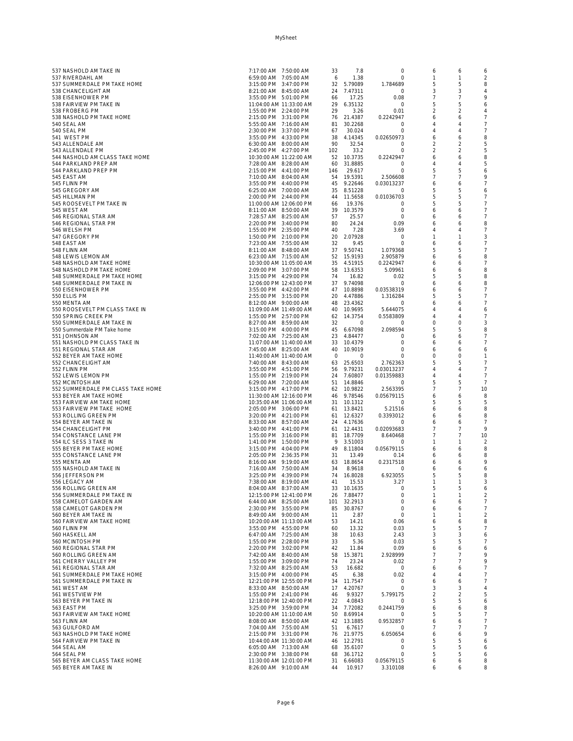| | | | | | | | | | |
|---|---|---|---|---|---|---|---|---|---|
| 537 NASHOLD AM TAKE IN | 7:17:00 AM | 7:50:00 AM | 33 | 7.8 | 0 | 6 | 6 | 6 |
| 537 RIVERDAHL AM | 6:59:00 AM | 7:05:00 AM | 6 | 1.38 | 0 | 1 | 1 | 2 |
| 537 SUMMERDALE PM TAKE HOME | 3:15:00 PM | 3:47:00 PM | 32 | 5.79089 | 1.784689 | 5 | 5 | 8 |
| 538 CHANCELIGHT AM | 8:21:00 AM | 8:45:00 AM | 24 | 7.47311 | 0 | 3 | 3 | 4 |
| 538 EISENHOWER PM | 3:55:00 PM | 5:01:00 PM | 66 | 17.25 | 0.08 | 7 | 7 | 9 |
| 538 FAIRVIEW PM TAKE IN | 11:04:00 AM | 11:33:00 AM | 29 | 6.35132 | 0 | 5 | 5 | 6 |
| 538 FROBERG PM | 1:55:00 PM | 2:24:00 PM | 29 | 3.26 | 0.01 | 2 | 2 | 4 |
| 538 NASHOLD PM TAKE HOME | 2:15:00 PM | 3:31:00 PM | 76 | 21.4387 | 0.2242947 | 6 | 6 | 7 |
| 540 SEAL AM | 5:55:00 AM | 7:16:00 AM | 81 | 30.2268 | 0 | 4 | 4 | 7 |
| 540 SEAL PM | 2:30:00 PM | 3:37:00 PM | 67 | 30.024 | 0 | 4 | 4 | 7 |
| 541 WEST PM | 3:55:00 PM | 4:33:00 PM | 38 | 4.14345 | 0.02650973 | 6 | 6 | 8 |
| 543 ALLENDALE AM | 6:30:00 AM | 8:00:00 AM | 90 | 32.54 | 0 | 2 | 2 | 5 |
| 543 ALLENDALE PM | 2:45:00 PM | 4:27:00 PM | 102 | 33.2 | 0 | 2 | 2 | 5 |
| 544 NASHOLD AM CLASS TAKE HOME | 10:30:00 AM | 11:22:00 AM | 52 | 10.3735 | 0.2242947 | 6 | 6 | 8 |
| 544 PARKLAND PREP AM | 7:28:00 AM | 8:28:00 AM | 60 | 31.8885 | 0 | 4 | 4 | 5 |
| 544 PARKLAND PREP PM | 2:15:00 PM | 4:41:00 PM | 146 | 29.617 | 0 | 5 | 5 | 6 |
| 545 EAST AM | 7:10:00 AM | 8:04:00 AM | 54 | 19.5391 | 2.506608 | 7 | 7 | 9 |
| 545 FLINN PM | 3:55:00 PM | 4:40:00 PM | 45 | 9.22646 | 0.03013237 | 6 | 6 | 7 |
| 545 GREGORY AM | 6:25:00 AM | 7:00:00 AM | 35 | 8.51228 | 0 | 5 | 5 | 6 |
| 545 HILLMAN PM | 2:00:00 PM | 2:44:00 PM | 44 | 11.5658 | 0.01036703 | 5 | 5 | 7 |
| 545 ROOSEVELT PM TAKE IN | 11:00:00 AM | 12:06:00 PM | 66 | 19.376 | 0 | 5 | 5 | 7 |
| 545 WEST AM | 8:11:00 AM | 8:50:00 AM | 39 | 10.3579 | 0 | 6 | 6 | 7 |
| 546 REGIONAL STAR AM | 7:28:57 AM | 8:25:00 AM | 57 | 25.57 | 0 | 6 | 6 | 7 |
| 546 REGIONAL STAR PM | 2:20:00 PM | 3:40:00 PM | 80 | 24.24 | 0.09 | 6 | 6 | 8 |
| 546 WELSH PM | 1:55:00 PM | 2:35:00 PM | 40 | 7.28 | 3.69 | 4 | 4 | 7 |
| 547 GREGORY PM | 1:50:00 PM | 2:10:00 PM | 20 | 2.07928 | 0 | 1 | 1 | 3 |
| 548 EAST AM | 7:23:00 AM | 7:55:00 AM | 32 | 9.45 | 0 | 6 | 6 | 7 |
| 548 FLINN AM | 8:11:00 AM | 8:48:00 AM | 37 | 9.50741 | 1.079368 | 5 | 5 | 7 |
| 548 LEWIS LEMON AM | 6:23:00 AM | 7:15:00 AM | 52 | 15.9193 | 2.905879 | 6 | 6 | 8 |
| 548 NASHOLD AM TAKE HOME | 10:30:00 AM | 11:05:00 AM | 35 | 4.51915 | 0.2242947 | 6 | 6 | 7 |
| 548 NASHOLD PM TAKE HOME | 2:09:00 PM | 3:07:00 PM | 58 | 13.6353 | 5.09961 | 6 | 6 | 8 |
| 548 SUMMERDALE PM TAKE HOME | 3:15:00 PM | 4:29:00 PM | 74 | 16.82 | 0.02 | 5 | 5 | 8 |
| 548 SUMMERDALE PM TAKE IN | 12:06:00 PM | 12:43:00 PM | 37 | 9.74098 | 0 | 6 | 6 | 8 |
| 550 EISENHOWER PM | 3:55:00 PM | 4:42:00 PM | 47 | 10.8898 | 0.03538319 | 6 | 6 | 7 |
| 550 ELLIS PM | 2:55:00 PM | 3:15:00 PM | 20 | 4.47886 | 1.316284 | 5 | 5 | 7 |
| 550 MENTA AM | 8:12:00 AM | 9:00:00 AM | 48 | 23.4362 | 0 | 6 | 6 | 7 |
| 550 ROOSEVELT PM CLASS TAKE IN | 11:09:00 AM | 11:49:00 AM | 40 | 10.9695 | 5.644075 | 4 | 4 | 6 |
| 550 SPRING CREEK PM | 1:55:00 PM | 2:57:00 PM | 62 | 14.3754 | 0.5583809 | 4 | 4 | 7 |
| 550 SUMMERDALE AM TAKE IN | 8:27:00 AM | 8:59:00 AM | 32 | 0 | 0 | 0 | 0 | 3 |
| 550 Summerdale PM Take home | 3:15:00 PM | 4:00:00 PM | 45 | 6.67098 | 2.098594 | 5 | 5 | 8 |
| 551 JOHNSON AM | 7:02:00 AM | 7:25:00 AM | 23 | 4.84477 | 0 | 6 | 6 | 7 |
| 551 NASHOLD PM CLASS TAKE IN | 11:07:00 AM | 11:40:00 AM | 33 | 10.4379 | 0 | 6 | 6 | 7 |
| 551 REGIONAL STAR AM | 7:45:00 AM | 8:25:00 AM | 40 | 10.9019 | 0 | 6 | 6 | 6 |
| 552 BEYER AM TAKE HOME | 11:40:00 AM | 11:40:00 AM | 0 | 0 | 0 | 0 | 0 | 1 |
| 552 CHANCELIGHT AM | 7:40:00 AM | 8:43:00 AM | 63 | 25.6503 | 2.762363 | 5 | 5 | 7 |
| 552 FLINN PM | 3:55:00 PM | 4:51:00 PM | 56 | 9.79231 | 0.03013237 | 4 | 4 | 7 |
| 552 LEWIS LEMON PM | 1:55:00 PM | 2:19:00 PM | 24 | 7.60807 | 0.01359883 | 4 | 4 | 7 |
| 552 MCINTOSH AM | 6:29:00 AM | 7:20:00 AM | 51 | 14.8846 | 0 | 5 | 5 | 7 |
| 552 SUMMERDALE PM CLASS TAKE HOME | 3:15:00 PM | 4:17:00 PM | 62 | 10.9822 | 2.563395 | 7 | 7 | 10 |
| 553 BEYER AM TAKE HOME | 11:30:00 AM | 12:16:00 PM | 46 | 9.78546 | 0.05679115 | 6 | 6 | 8 |
| 553 FAIRVIEW AM TAKE HOME | 10:35:00 AM | 11:06:00 AM | 31 | 10.1312 | 0 | 5 | 5 | 5 |
| 553 FAIRVIEW PM TAKE HOME | 2:05:00 PM | 3:06:00 PM | 61 | 13.8421 | 5.21516 | 6 | 6 | 8 |
| 553 ROLLING GREEN PM | 3:20:00 PM | 4:21:00 PM | 61 | 12.6327 | 0.3393012 | 6 | 6 | 8 |
| 554 BEYER AM TAKE IN | 8:33:00 AM | 8:57:00 AM | 24 | 4.17636 | 0 | 6 | 6 | 7 |
| 554 CHANCELIGHT PM | 3:40:00 PM | 4:41:00 PM | 61 | 12.4431 | 0.02093683 | 7 | 7 | 9 |
| 554 CONSTANCE LANE PM | 1:55:00 PM | 3:16:00 PM | 81 | 18.7709 | 8.640468 | 7 | 7 | 10 |
| 554 ILC SESS 3 TAKE IN | 1:41:00 PM | 1:50:00 PM | 9 | 3.51003 | 0 | 1 | 1 | 2 |
| 555 BEYER PM TAKE HOME | 3:15:00 PM | 4:04:00 PM | 49 | 8.11804 | 0.05679115 | 6 | 6 | 8 |
| 555 CONSTANCE LANE PM | 2:05:00 PM | 2:36:35 PM | 31 | 13.49 | 0.14 | 6 | 6 | 8 |
| 555 MENTA AM | 8:16:00 AM | 9:19:00 AM | 63 | 18.8654 | 0.2317518 | 6 | 6 | 9 |
| 555 NASHOLD AM TAKE IN | 7:16:00 AM | 7:50:00 AM | 34 | 8.9618 | 0 | 6 | 6 | 6 |
| 556 JEFFERSON PM | 3:25:00 PM | 4:39:00 PM | 74 | 16.8028 | 6.923055 | 5 | 5 | 8 |
| 556 LEGACY AM | 7:38:00 AM | 8:19:00 AM | 41 | 15.53 | 3.27 | 1 | 1 | 3 |
| 556 ROLLING GREEN AM | 8:04:00 AM | 8:37:00 AM | 33 | 10.1635 | 0 | 5 | 5 | 6 |
| 556 SUMMERDALE PM TAKE IN | 12:15:00 PM | 12:41:00 PM | 26 | 7.88477 | 0 | 1 | 1 | 2 |
| 558 CAMELOT GARDEN AM | 6:44:00 AM | 8:25:00 AM | 101 | 32.2913 | 0 | 6 | 6 | 7 |
| 558 CAMELOT GARDEN PM | 2:30:00 PM | 3:55:00 PM | 85 | 30.8767 | 0 | 6 | 6 | 7 |
| 560 BEYER AM TAKE IN | 8:49:00 AM | 9:00:00 AM | 11 | 2.87 | 0 | 1 | 1 | 2 |
| 560 FAIRVIEW AM TAKE HOME | 10:20:00 AM | 11:13:00 AM | 53 | 14.21 | 0.06 | 6 | 6 | 8 |
| 560 FLINN PM | 3:55:00 PM | 4:55:00 PM | 60 | 13.32 | 0.03 | 5 | 5 | 7 |
| 560 HASKELL AM | 6:47:00 AM | 7:25:00 AM | 38 | 10.63 | 2.43 | 3 | 3 | 6 |
| 560 MCINTOSH PM | 1:55:00 PM | 2:28:00 PM | 33 | 5.36 | 0.03 | 5 | 5 | 7 |
| 560 REGIONAL STAR PM | 2:20:00 PM | 3:02:00 PM | 42 | 11.84 | 0.09 | 6 | 6 | 6 |
| 560 ROLLING GREEN AM | 7:42:00 AM | 8:40:00 AM | 58 | 15.3871 | 2.928999 | 7 | 7 | 9 |
| 561 CHERRY VALLEY PM | 1:55:00 PM | 3:09:00 PM | 74 | 23.24 | 0.02 | 7 | 7 | 9 |
| 561 REGIONAL STAR AM | 7:32:00 AM | 8:25:00 AM | 53 | 16.682 | 0 | 6 | 6 | 7 |
| 561 SUMMERDALE PM TAKE HOME | 3:15:00 PM | 4:00:00 PM | 45 | 6.38 | 0.02 | 4 | 4 | 7 |
| 561 SUMMERDALE PM TAKE IN | 12:21:00 PM | 12:55:00 PM | 34 | 11.7547 | 0 | 6 | 6 | 7 |
| 561 WEST AM | 8:33:00 AM | 8:50:00 AM | 17 | 4.20767 | 0 | 3 | 3 | 4 |
| 561 WESTVIEW PM | 1:55:00 PM | 2:41:00 PM | 46 | 9.9327 | 5.799175 | 2 | 2 | 5 |
| 563 BEYER PM TAKE IN | 12:18:00 PM | 12:40:00 PM | 22 | 4.0843 | 0 | 5 | 5 | 6 |
| 563 EAST PM | 3:25:00 PM | 3:59:00 PM | 34 | 7.72082 | 0.2441759 | 6 | 6 | 8 |
| 563 FAIRVIEW AM TAKE HOME | 10:20:00 AM | 11:10:00 AM | 50 | 8.69914 | 0 | 5 | 5 | 7 |
| 563 FLINN AM | 8:08:00 AM | 8:50:00 AM | 42 | 13.1885 | 0.9532857 | 6 | 6 | 7 |
| 563 GUILFORD AM | 7:04:00 AM | 7:55:00 AM | 51 | 6.7617 | 0 | 7 | 7 | 7 |
| 563 NASHOLD PM TAKE HOME | 2:15:00 PM | 3:31:00 PM | 76 | 21.9775 | 6.050654 | 6 | 6 | 9 |
| 564 FAIRVIEW PM TAKE IN | 10:44:00 AM | 11:30:00 AM | 46 | 12.2791 | 0 | 5 | 5 | 6 |
| 564 SEAL AM | 6:05:00 AM | 7:13:00 AM | 68 | 35.6107 | 0 | 5 | 5 | 6 |
| 564 SEAL PM | 2:30:00 PM | 3:38:00 PM | 68 | 36.1712 | 0 | 5 | 5 | 6 |
| 565 BEYER AM CLASS TAKE HOME | 11:30:00 AM | 12:01:00 PM | 31 | 6.66083 | 0.05679115 | 6 | 6 | 8 |
| 565 BEYER AM TAKE IN | 8:26:00 AM | 9:10:00 AM | 44 | 10.917 | 3.310108 | 6 | 6 | 8 |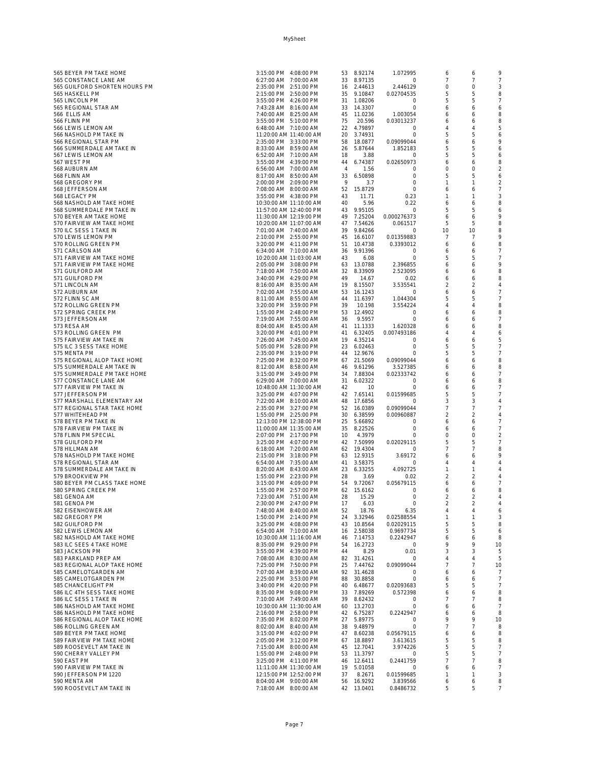| | | | | | | | | |
|---|---|---|---|---|---|---|---|---|
| 565 BEYER PM TAKE HOME | 3:15:00 PM | 4:08:00 PM | 53 | 8.92174 | 1.072995 | 6 | 6 | 9 |
| 565 CONSTANCE LANE AM | 6:27:00 AM | 7:00:00 AM | 33 | 8.97135 | 0 | 7 | 7 | 7 |
| 565 GUILFORD SHORTEN HOURS PM | 2:35:00 PM | 2:51:00 PM | 16 | 2.44613 | 2.446129 | 0 | 0 | 3 |
| 565 HASKELL PM | 2:15:00 PM | 2:50:00 PM | 35 | 9.10847 | 0.02704535 | 5 | 5 | 8 |
| 565 LINCOLN PM | 3:55:00 PM | 4:26:00 PM | 31 | 1.08206 | 0 | 5 | 5 | 7 |
| 565 REGIONAL STAR AM | 7:43:28 AM | 8:16:00 AM | 33 | 14.3307 | 0 | 6 | 6 | 6 |
| 566 ELLIS AM | 7:40:00 AM | 8:25:00 AM | 45 | 11.0236 | 1.003054 | 6 | 6 | 8 |
| 566 FLINN PM | 3:55:00 PM | 5:10:00 PM | 75 | 20.596 | 0.03013237 | 6 | 6 | 8 |
| 566 LEWIS LEMON AM | 6:48:00 AM | 7:10:00 AM | 22 | 4.79897 | 0 | 4 | 4 | 5 |
| 566 NASHOLD PM TAKE IN | 11:20:00 AM | 11:40:00 AM | 20 | 3.74931 | 0 | 5 | 5 | 6 |
| 566 REGIONAL STAR PM | 2:35:00 PM | 3:33:00 PM | 58 | 18.0877 | 0.09099044 | 6 | 6 | 9 |
| 566 SUMMERDALE AM TAKE IN | 8:33:00 AM | 8:59:00 AM | 26 | 5.87644 | 1.852183 | 5 | 5 | 6 |
| 567 LEWIS LEMON AM | 6:52:00 AM | 7:10:00 AM | 18 | 3.88 | 0 | 5 | 5 | 6 |
| 567 WEST PM | 3:55:00 PM | 4:39:00 PM | 44 | 6.74387 | 0.02650973 | 6 | 6 | 8 |
| 568 AUBURN AM | 6:56:00 AM | 7:00:00 AM | 4 | 1.56 | 0 | 0 | 0 | 2 |
| 568 FLINN AM | 8:17:00 AM | 8:50:00 AM | 33 | 6.50898 | 0 | 5 | 5 | 6 |
| 568 GREGORY PM | 2:00:00 PM | 2:09:00 PM | 9 | 3.7 | 0 | 1 | 1 | 2 |
| 568 JEFFERSON AM | 7:08:00 AM | 8:00:00 AM | 52 | 15.8729 | 0 | 6 | 6 | 7 |
| 568 LEGACY PM | 3:55:00 PM | 4:38:00 PM | 43 | 11.71 | 0.23 | 1 | 1 | 3 |
| 568 NASHOLD AM TAKE HOME | 10:30:00 AM | 11:10:00 AM | 40 | 5.96 | 0.22 | 6 | 6 | 8 |
| 568 SUMMERDALE PM TAKE IN | 11:57:00 AM | 12:40:00 PM | 43 | 9.95105 | 0 | 5 | 5 | 6 |
| 570 BEYER AM TAKE HOME | 11:30:00 AM | 12:19:00 PM | 49 | 7.25204 | 0.000276373 | 6 | 6 | 9 |
| 570 FAIRVIEW AM TAKE HOME | 10:20:00 AM | 11:07:00 AM | 47 | 7.54626 | 0.061517 | 5 | 5 | 8 |
| 570 ILC SESS 1 TAKE IN | 7:01:00 AM | 7:40:00 AM | 39 | 9.84266 | 0 | 10 | 10 | 8 |
| 570 LEWIS LEMON PM | 2:10:00 PM | 2:55:00 PM | 45 | 16.6107 | 0.01359883 | 7 | 7 | 9 |
| 570 ROLLING GREEN PM | 3:20:00 PM | 4:11:00 PM | 51 | 10.4738 | 0.3393012 | 6 | 6 | 8 |
| 571 CARLSON AM | 6:34:00 AM | 7:10:00 AM | 36 | 9.91396 | 0 | 6 | 6 | 7 |
| 571 FAIRVIEW AM TAKE HOME | 10:20:00 AM | 11:03:00 AM | 43 | 6.08 | 0 | 5 | 5 | 7 |
| 571 FAIRVIEW PM TAKE HOME | 2:05:00 PM | 3:08:00 PM | 63 | 13.0788 | 2.396855 | 6 | 6 | 9 |
| 571 GUILFORD AM | 7:18:00 AM | 7:50:00 AM | 32 | 8.33909 | 2.523095 | 6 | 6 | 8 |
| 571 GUILFORD PM | 3:40:00 PM | 4:29:00 PM | 49 | 14.67 | 0.02 | 6 | 6 | 8 |
| 571 LINCOLN AM | 8:16:00 AM | 8:35:00 AM | 19 | 8.15507 | 3.535541 | 2 | 2 | 4 |
| 572 AUBURN AM | 7:02:00 AM | 7:55:00 AM | 53 | 16.1243 | 0 | 6 | 6 | 7 |
| 572 FLINN SC AM | 8:11:00 AM | 8:55:00 AM | 44 | 11.6397 | 1.044304 | 5 | 5 | 7 |
| 572 ROLLING GREEN PM | 3:20:00 PM | 3:59:00 PM | 39 | 10.198 | 3.554224 | 4 | 4 | 8 |
| 572 SPRING CREEK PM | 1:55:00 PM | 2:48:00 PM | 53 | 12.4902 | 0 | 6 | 6 | 8 |
| 573 JEFFERSON AM | 7:19:00 AM | 7:55:00 AM | 36 | 9.5957 | 0 | 6 | 6 | 7 |
| 573 RESA AM | 8:04:00 AM | 8:45:00 AM | 41 | 11.1333 | 1.620328 | 6 | 6 | 8 |
| 573 ROLLING GREEN PM | 3:20:00 PM | 4:01:00 PM | 41 | 6.32405 | 0.007493186 | 4 | 4 | 6 |
| 575 FAIRVIEW AM TAKE IN | 7:26:00 AM | 7:45:00 AM | 19 | 4.35214 | 0 | 6 | 6 | 5 |
| 575 ILC 3 SESS TAKE HOME | 5:05:00 PM | 5:28:00 PM | 23 | 6.02463 | 0 | 5 | 5 | 7 |
| 575 MENTA PM | 2:35:00 PM | 3:19:00 PM | 44 | 12.9676 | 0 | 5 | 5 | 7 |
| 575 REGIONAL ALOP TAKE HOME | 7:25:00 PM | 8:32:00 PM | 67 | 21.5069 | 0.09099044 | 6 | 6 | 8 |
| 575 SUMMERDALE AM TAKE IN | 8:12:00 AM | 8:58:00 AM | 46 | 9.61296 | 3.527385 | 6 | 6 | 8 |
| 575 SUMMERDALE PM TAKE HOME | 3:15:00 PM | 3:49:00 PM | 34 | 7.88304 | 0.02333742 | 6 | 6 | 7 |
| 577 CONSTANCE LANE AM | 6:29:00 AM | 7:00:00 AM | 31 | 6.02322 | 0 | 6 | 6 | 8 |
| 577 FAIRVIEW PM TAKE IN | 10:48:00 AM | 11:30:00 AM | 42 | 10 | 0 | 6 | 6 | 7 |
| 577 JEFFERSON PM | 3:25:00 PM | 4:07:00 PM | 42 | 7.65141 | 0.01599685 | 5 | 5 | 7 |
| 577 MARSHALL ELEMENTARY AM | 7:22:00 AM | 8:10:00 AM | 48 | 17.6856 | 0 | 3 | 3 | 4 |
| 577 REGIONAL STAR TAKE HOME | 2:35:00 PM | 3:27:00 PM | 52 | 16.0389 | 0.09099044 | 7 | 7 | 7 |
| 577 WHITEHEAD PM | 1:55:00 PM | 2:25:00 PM | 30 | 6.38599 | 0.00960887 | 2 | 2 | 4 |
| 578 BEYER PM TAKE IN | 12:13:00 PM | 12:38:00 PM | 25 | 5.66892 | 0 | 6 | 6 | 7 |
| 578 FAIRVIEW PM TAKE IN | 11:00:00 AM | 11:35:00 AM | 35 | 8.22526 | 0 | 6 | 6 | 7 |
| 578 FLINN PM SPECIAL | 2:07:00 PM | 2:17:00 PM | 10 | 4.3979 | 0 | 0 | 0 | 2 |
| 578 GUILFORD PM | 3:25:00 PM | 4:07:00 PM | 42 | 7.50999 | 0.02029115 | 5 | 5 | 7 |
| 578 HILLMAN AM | 6:18:00 AM | 7:20:00 AM | 62 | 19.4304 | 0 | 7 | 7 | 8 |
| 578 NASHOLD PM TAKE HOME | 2:15:00 PM | 3:18:00 PM | 63 | 12.9315 | 3.69172 | 6 | 6 | 9 |
| 578 REGIONAL STAR AM | 6:54:00 AM | 7:35:00 AM | 41 | 3.58375 | 0 | 4 | 4 | 4 |
| 578 SUMMERDALE AM TAKE IN | 8:20:00 AM | 8:43:00 AM | 23 | 6.33255 | 4.092725 | 1 | 1 | 4 |
| 579 BROOKVIEW PM | 1:55:00 PM | 2:23:00 PM | 28 | 3.69 | 0.02 | 2 | 2 | 4 |
| 580 BEYER PM CLASS TAKE HOME | 3:15:00 PM | 4:09:00 PM | 54 | 9.72067 | 0.05679115 | 6 | 6 | 7 |
| 580 SPRING CREEK PM | 1:55:00 PM | 2:57:00 PM | 62 | 15.6162 | 0 | 6 | 6 | 8 |
| 581 GENOA AM | 7:23:00 AM | 7:51:00 AM | 28 | 15.29 | 0 | 2 | 2 | 4 |
| 581 GENOA PM | 2:30:00 PM | 2:47:00 PM | 17 | 6.03 | 0 | 2 | 2 | 4 |
| 582 EISENHOWER AM | 7:48:00 AM | 8:40:00 AM | 52 | 18.76 | 6.35 | 4 | 4 | 6 |
| 582 GREGORY PM | 1:50:00 PM | 2:14:00 PM | 24 | 3.32946 | 0.02588554 | 1 | 1 | 3 |
| 582 GUILFORD PM | 3:25:00 PM | 4:08:00 PM | 43 | 10.8564 | 0.02029115 | 5 | 5 | 8 |
| 582 LEWIS LEMON AM | 6:54:00 AM | 7:10:00 AM | 16 | 2.58038 | 0.9697734 | 5 | 5 | 6 |
| 582 NASHOLD AM TAKE HOME | 10:30:00 AM | 11:16:00 AM | 46 | 7.14753 | 0.2242947 | 6 | 6 | 8 |
| 583 ILC SEES 4 TAKE HOME | 8:35:00 PM | 9:29:00 PM | 54 | 16.2723 | 0 | 9 | 9 | 10 |
| 583 JACKSON PM | 3:55:00 PM | 4:39:00 PM | 44 | 8.29 | 0.01 | 3 | 3 | 5 |
| 583 PARKLAND PREP AM | 7:08:00 AM | 8:30:00 AM | 82 | 31.4261 | 0 | 4 | 4 | 5 |
| 583 REGIONAL ALOP TAKE HOME | 7:25:00 PM | 7:50:00 PM | 25 | 7.44762 | 0.09099044 | 7 | 7 | 10 |
| 585 CAMELOTGARDEN AM | 7:07:00 AM | 8:39:00 AM | 92 | 31.4628 | 0 | 6 | 6 | 7 |
| 585 CAMELOTGARDEN PM | 2:25:00 PM | 3:53:00 PM | 88 | 30.8858 | 0 | 6 | 6 | 7 |
| 585 CHANCELIGHT PM | 3:40:00 PM | 4:20:00 PM | 40 | 6.48677 | 0.02093683 | 5 | 5 | 7 |
| 586 ILC 4TH SESS TAKE HOME | 8:35:00 PM | 9:08:00 PM | 33 | 7.89269 | 0.572398 | 6 | 6 | 8 |
| 586 ILC SESS 1 TAKE IN | 7:10:00 AM | 7:49:00 AM | 39 | 8.62432 | 0 | 7 | 7 | 8 |
| 586 NASHOLD AM TAKE HOME | 10:30:00 AM | 11:30:00 AM | 60 | 13.2703 | 0 | 6 | 6 | 7 |
| 586 NASHOLD PM TAKE HOME | 2:16:00 PM | 2:58:00 PM | 42 | 6.75287 | 0.2242947 | 6 | 6 | 8 |
| 586 REGIONAL ALOP TAKE HOME | 7:35:00 PM | 8:02:00 PM | 27 | 5.89775 | 0 | 9 | 9 | 10 |
| 586 ROLLING GREEN AM | 8:02:00 AM | 8:40:00 AM | 38 | 9.48979 | 0 | 7 | 7 | 8 |
| 589 BEYER PM TAKE HOME | 3:15:00 PM | 4:02:00 PM | 47 | 8.60238 | 0.05679115 | 6 | 6 | 8 |
| 589 FAIRVIEW PM TAKE HOME | 2:05:00 PM | 3:12:00 PM | 67 | 18.8897 | 3.613615 | 5 | 5 | 8 |
| 589 ROOSEVELT AM TAKE IN | 7:15:00 AM | 8:00:00 AM | 45 | 12.7041 | 3.974226 | 5 | 5 | 7 |
| 590 CHERRY VALLEY PM | 1:55:00 PM | 2:48:00 PM | 53 | 11.3797 | 0 | 5 | 5 | 7 |
| 590 EAST PM | 3:25:00 PM | 4:11:00 PM | 46 | 12.6411 | 0.2441759 | 7 | 7 | 8 |
| 590 FAIRVIEW PM TAKE IN | 11:11:00 AM | 11:30:00 AM | 19 | 5.01058 | 0 | 6 | 6 | 7 |
| 590 JEFFERSON PM 1220 | 12:15:00 PM | 12:52:00 PM | 37 | 8.2671 | 0.01599685 | 1 | 1 | 3 |
| 590 MENTA AM | 8:04:00 AM | 9:00:00 AM | 56 | 16.9292 | 3.839566 | 6 | 6 | 8 |
| 590 ROOSEVELT AM TAKE IN | 7:18:00 AM | 8:00:00 AM | 42 | 13.0401 | 0.8486732 | 5 | 5 | 7 |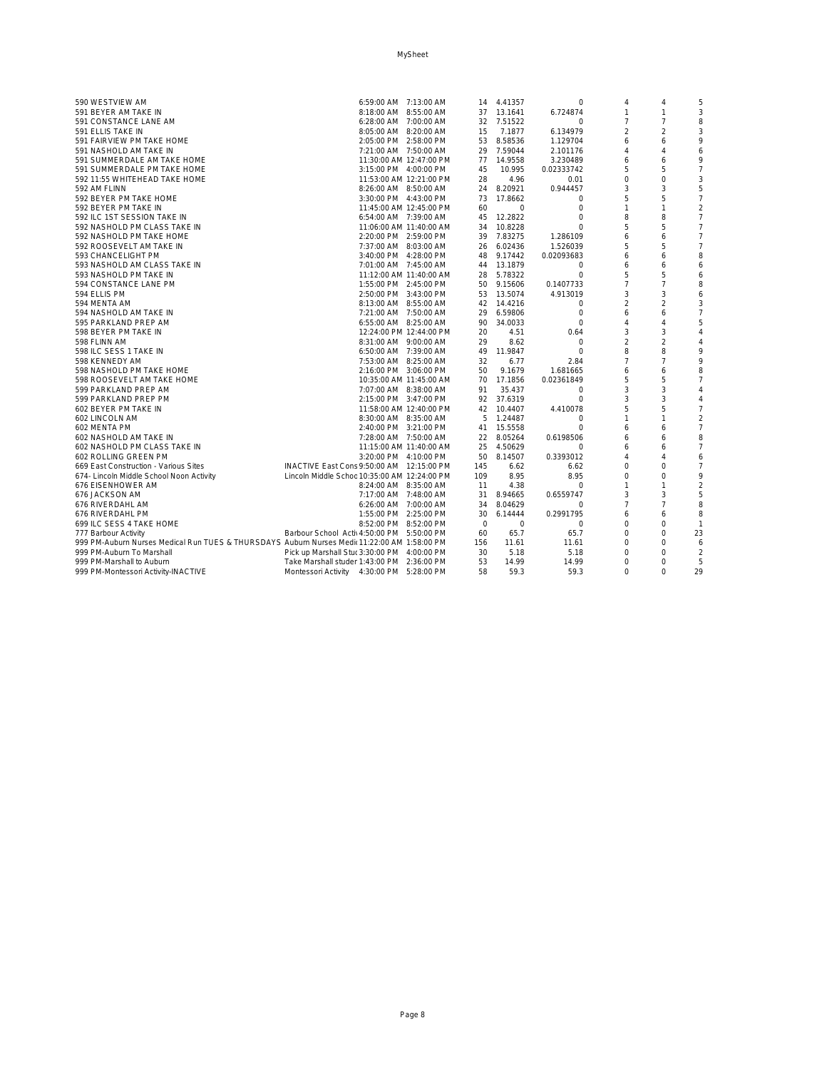| | | | | | | | | | |
|---|---|---|---|---|---|---|---|---|---|
| 590 WESTVIEW AM | | 6:59:00 AM | 7:13:00 AM | 14 | 4.41357 | 0 | 4 | 4 | 5 |
| 591 BEYER AM TAKE IN | | 8:18:00 AM | 8:55:00 AM | 37 | 13.1641 | 6.724874 | 1 | 1 | 3 |
| 591 CONSTANCE LANE AM | | 6:28:00 AM | 7:00:00 AM | 32 | 7.51522 | 0 | 7 | 7 | 8 |
| 591 ELLIS TAKE IN | | 8:05:00 AM | 8:20:00 AM | 15 | 7.1877 | 6.134979 | 2 | 2 | 3 |
| 591 FAIRVIEW PM TAKE HOME | | 2:05:00 PM | 2:58:00 PM | 53 | 8.58536 | 1.129704 | 6 | 6 | 9 |
| 591 NASHOLD AM TAKE IN | | 7:21:00 AM | 7:50:00 AM | 29 | 7.59044 | 2.101176 | 4 | 4 | 6 |
| 591 SUMMERDALE AM TAKE HOME | | 11:30:00 AM | 12:47:00 PM | 77 | 14.9558 | 3.230489 | 6 | 6 | 9 |
| 591 SUMMERDALE PM TAKE HOME | | 3:15:00 PM | 4:00:00 PM | 45 | 10.995 | 0.02333742 | 5 | 5 | 7 |
| 592 11:55 WHITEHEAD TAKE HOME | | 11:53:00 AM | 12:21:00 PM | 28 | 4.96 | 0.01 | 0 | 0 | 3 |
| 592 AM FLINN | | 8:26:00 AM | 8:50:00 AM | 24 | 8.20921 | 0.944457 | 3 | 3 | 5 |
| 592 BEYER PM TAKE HOME | | 3:30:00 PM | 4:43:00 PM | 73 | 17.8662 | 0 | 5 | 5 | 7 |
| 592 BEYER PM TAKE IN | | 11:45:00 AM | 12:45:00 PM | 60 | 0 | 0 | 1 | 1 | 2 |
| 592 ILC 1ST SESSION TAKE IN | | 6:54:00 AM | 7:39:00 AM | 45 | 12.2822 | 0 | 8 | 8 | 7 |
| 592 NASHOLD PM CLASS TAKE IN | | 11:06:00 AM | 11:40:00 AM | 34 | 10.8228 | 0 | 5 | 5 | 7 |
| 592 NASHOLD PM TAKE HOME | | 2:20:00 PM | 2:59:00 PM | 39 | 7.83275 | 1.286109 | 6 | 6 | 7 |
| 592 ROOSEVELT AM TAKE IN | | 7:37:00 AM | 8:03:00 AM | 26 | 6.02436 | 1.526039 | 5 | 5 | 7 |
| 593 CHANCELIGHT PM | | 3:40:00 PM | 4:28:00 PM | 48 | 9.17442 | 0.02093683 | 6 | 6 | 8 |
| 593 NASHOLD AM CLASS TAKE IN | | 7:01:00 AM | 7:45:00 AM | 44 | 13.1879 | 0 | 6 | 6 | 6 |
| 593 NASHOLD PM TAKE IN | | 11:12:00 AM | 11:40:00 AM | 28 | 5.78322 | 0 | 5 | 5 | 6 |
| 594 CONSTANCE LANE PM | | 1:55:00 PM | 2:45:00 PM | 50 | 9.15606 | 0.1407733 | 7 | 7 | 8 |
| 594 ELLIS PM | | 2:50:00 PM | 3:43:00 PM | 53 | 13.5074 | 4.913019 | 3 | 3 | 6 |
| 594 MENTA AM | | 8:13:00 AM | 8:55:00 AM | 42 | 14.4216 | 0 | 2 | 2 | 3 |
| 594 NASHOLD AM TAKE IN | | 7:21:00 AM | 7:50:00 AM | 29 | 6.59806 | 0 | 6 | 6 | 7 |
| 595 PARKLAND PREP AM | | 6:55:00 AM | 8:25:00 AM | 90 | 34.0033 | 0 | 4 | 4 | 5 |
| 598 BEYER PM TAKE IN | | 12:24:00 PM | 12:44:00 PM | 20 | 4.51 | 0.64 | 3 | 3 | 4 |
| 598 FLINN AM | | 8:31:00 AM | 9:00:00 AM | 29 | 8.62 | 0 | 2 | 2 | 4 |
| 598 ILC SESS 1 TAKE IN | | 6:50:00 AM | 7:39:00 AM | 49 | 11.9847 | 0 | 8 | 8 | 9 |
| 598 KENNEDY AM | | 7:53:00 AM | 8:25:00 AM | 32 | 6.77 | 2.84 | 7 | 7 | 9 |
| 598 NASHOLD PM TAKE HOME | | 2:16:00 PM | 3:06:00 PM | 50 | 9.1679 | 1.681665 | 6 | 6 | 8 |
| 598 ROOSEVELT AM TAKE HOME | | 10:35:00 AM | 11:45:00 AM | 70 | 17.1856 | 0.02361849 | 5 | 5 | 7 |
| 599 PARKLAND PREP AM | | 7:07:00 AM | 8:38:00 AM | 91 | 35.437 | 0 | 3 | 3 | 4 |
| 599 PARKLAND PREP PM | | 2:15:00 PM | 3:47:00 PM | 92 | 37.6319 | 0 | 3 | 3 | 4 |
| 602 BEYER PM TAKE IN | | 11:58:00 AM | 12:40:00 PM | 42 | 10.4407 | 4.410078 | 5 | 5 | 7 |
| 602 LINCOLN AM | | 8:30:00 AM | 8:35:00 AM | 5 | 1.24487 | 0 | 1 | 1 | 2 |
| 602 MENTA PM | | 2:40:00 PM | 3:21:00 PM | 41 | 15.5558 | 0 | 6 | 6 | 7 |
| 602 NASHOLD AM TAKE IN | | 7:28:00 AM | 7:50:00 AM | 22 | 8.05264 | 0.6198506 | 6 | 6 | 8 |
| 602 NASHOLD PM CLASS TAKE IN | | 11:15:00 AM | 11:40:00 AM | 25 | 4.50629 | 0 | 6 | 6 | 7 |
| 602 ROLLING GREEN PM | | 3:20:00 PM | 4:10:00 PM | 50 | 8.14507 | 0.3393012 | 4 | 4 | 6 |
| 669 East Construction - Various Sites | INACTIVE East Cons | 9:50:00 AM | 12:15:00 PM | 145 | 6.62 | 6.62 | 0 | 0 | 7 |
| 674- Lincoln Middle School Noon Activity | Lincoln Middle Schoo | 10:35:00 AM | 12:24:00 PM | 109 | 8.95 | 8.95 | 0 | 0 | 9 |
| 676 EISENHOWER AM | | 8:24:00 AM | 8:35:00 AM | 11 | 4.38 | 0 | 1 | 1 | 2 |
| 676 JACKSON AM | | 7:17:00 AM | 7:48:00 AM | 31 | 8.94665 | 0.6559747 | 3 | 3 | 5 |
| 676 RIVERDAHL AM | | 6:26:00 AM | 7:00:00 AM | 34 | 8.04629 | 0 | 7 | 7 | 8 |
| 676 RIVERDAHL PM | | 1:55:00 PM | 2:25:00 PM | 30 | 6.14444 | 0.2991795 | 6 | 6 | 8 |
| 699 ILC SESS 4 TAKE HOME | | 8:52:00 PM | 8:52:00 PM | 0 | 0 | 0 | 0 | 0 | 1 |
| 777 Barbour Activity | Barbour School Acti | 4:50:00 PM | 5:50:00 PM | 60 | 65.7 | 65.7 | 0 | 0 | 23 |
| 999 PM-Auburn Nurses Medical Run TUES & THURSDAYS | Auburn Nurses Medi | 11:22:00 AM | 1:58:00 PM | 156 | 11.61 | 11.61 | 0 | 0 | 6 |
| 999 PM-Auburn To Marshall | Pick up Marshall Stu | 3:30:00 PM | 4:00:00 PM | 30 | 5.18 | 5.18 | 0 | 0 | 2 |
| 999 PM-Marshall to Auburn | Take Marshall studer | 1:43:00 PM | 2:36:00 PM | 53 | 14.99 | 14.99 | 0 | 0 | 5 |
| 999 PM-Montessori Activity-INACTIVE | Montessori Activity | 4:30:00 PM | 5:28:00 PM | 58 | 59.3 | 59.3 | 0 | 0 | 29 |